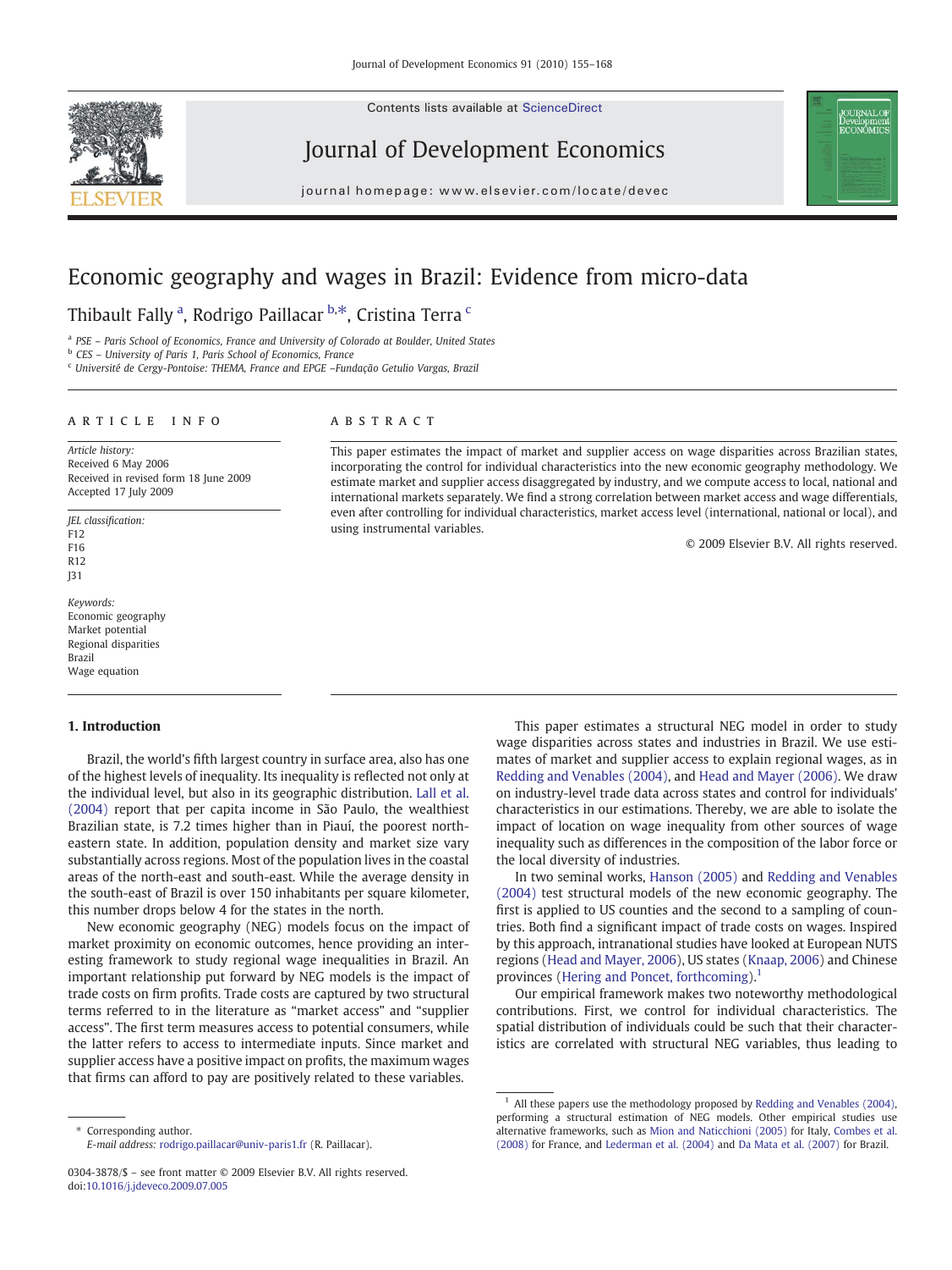# Economic geography and wages in Brazil: Evidence from micro-data

Thibault Fally [a], Rodrigo Paillacar [b,*], Cristina Terra [c]

[a] PSE – Paris School of Economics, France and University of Colorado at Boulder, United States
[b] CES – University of Paris 1, Paris School of Economics, France
[c] Université de Cergy-Pontoise: THEMA, France and EPGE –Fundação Getulio Vargas, Brazil

## ARTICLE INFO

*Article history:*
Received 6 May 2006
Received in revised form 18 June 2009
Accepted 17 July 2009

*JEL classification:*
F12
F16
R12
J31

*Keywords:*
Economic geography
Market potential
Regional disparities
Brazil
Wage equation

## ABSTRACT

This paper estimates the impact of market and supplier access on wage disparities across Brazilian states, incorporating the control for individual characteristics into the new economic geography methodology. We estimate market and supplier access disaggregated by industry, and we compute access to local, national and international markets separately. We find a strong correlation between market access and wage differentials, even after controlling for individual characteristics, market access level (international, national or local), and using instrumental variables.

© 2009 Elsevier B.V. All rights reserved.

## 1. Introduction

Brazil, the world's fifth largest country in surface area, also has one of the highest levels of inequality. Its inequality is reflected not only at the individual level, but also in its geographic distribution. Lall et al. (2004) report that per capita income in São Paulo, the wealthiest Brazilian state, is 7.2 times higher than in Piauí, the poorest north-eastern state. In addition, population density and market size vary substantially across regions. Most of the population lives in the coastal areas of the north-east and south-east. While the average density in the south-east of Brazil is over 150 inhabitants per square kilometer, this number drops below 4 for the states in the north.

New economic geography (NEG) models focus on the impact of market proximity on economic outcomes, hence providing an interesting framework to study regional wage inequalities in Brazil. An important relationship put forward by NEG models is the impact of trade costs on firm profits. Trade costs are captured by two structural terms referred to in the literature as "market access" and "supplier access". The first term measures access to potential consumers, while the latter refers to access to intermediate inputs. Since market and supplier access have a positive impact on profits, the maximum wages that firms can afford to pay are positively related to these variables.

This paper estimates a structural NEG model in order to study wage disparities across states and industries in Brazil. We use estimates of market and supplier access to explain regional wages, as in Redding and Venables (2004), and Head and Mayer (2006). We draw on industry-level trade data across states and control for individuals' characteristics in our estimations. Thereby, we are able to isolate the impact of location on wage inequality from other sources of wage inequality such as differences in the composition of the labor force or the local diversity of industries.

In two seminal works, Hanson (2005) and Redding and Venables (2004) test structural models of the new economic geography. The first is applied to US counties and the second to a sampling of countries. Both find a significant impact of trade costs on wages. Inspired by this approach, intranational studies have looked at European NUTS regions (Head and Mayer, 2006), US states (Knaap, 2006) and Chinese provinces (Hering and Poncet, forthcoming).[1]

Our empirical framework makes two noteworthy methodological contributions. First, we control for individual characteristics. The spatial distribution of individuals could be such that their characteristics are correlated with structural NEG variables, thus leading to

[1] All these papers use the methodology proposed by Redding and Venables (2004), performing a structural estimation of NEG models. Other empirical studies use alternative frameworks, such as Mion and Naticchioni (2005) for Italy, Combes et al. (2008) for France, and Lederman et al. (2004) and Da Mata et al. (2007) for Brazil.

\* Corresponding author.
E-mail address: rodrigo.paillacar@univ-paris1.fr (R. Paillacar).

0304-3878/$ – see front matter © 2009 Elsevier B.V. All rights reserved.
doi:10.1016/j.jdeveco.2009.07.005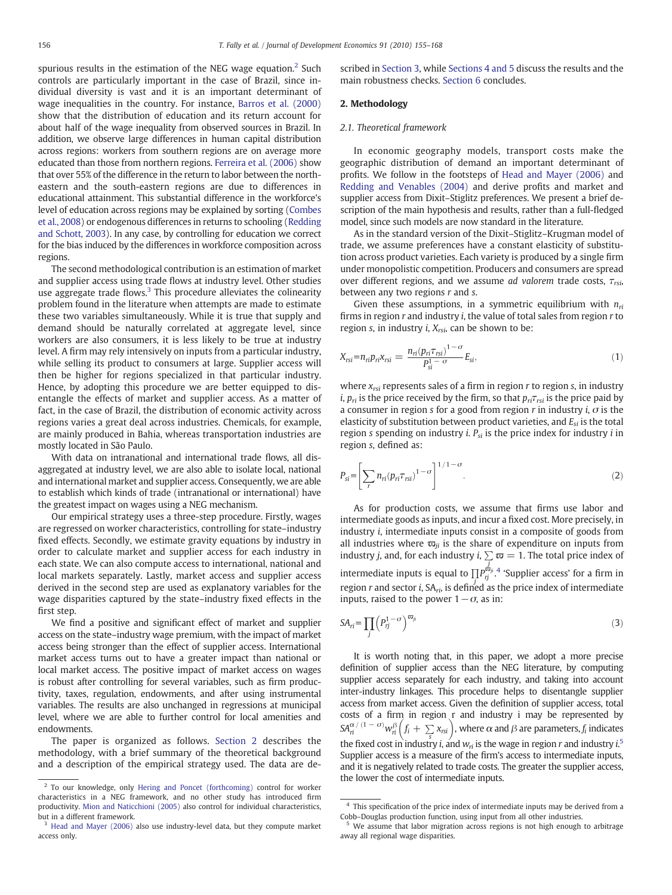spurious results in the estimation of the NEG wage equation.[2] Such controls are particularly important in the case of Brazil, since individual diversity is vast and it is an important determinant of wage inequalities in the country. For instance, Barros et al. (2000) show that the distribution of education and its return account for about half of the wage inequality from observed sources in Brazil. In addition, we observe large differences in human capital distribution across regions: workers from southern regions are on average more educated than those from northern regions. Ferreira et al. (2006) show that over 55% of the difference in the return to labor between the northeastern and the south-eastern regions are due to differences in educational attainment. This substantial difference in the workforce's level of education across regions may be explained by sorting (Combes et al., 2008) or endogenous differences in returns to schooling (Redding and Schott, 2003). In any case, by controlling for education we correct for the bias induced by the differences in workforce composition across regions.

The second methodological contribution is an estimation of market and supplier access using trade flows at industry level. Other studies use aggregate trade flows.[3] This procedure alleviates the colinearity problem found in the literature when attempts are made to estimate these two variables simultaneously. While it is true that supply and demand should be naturally correlated at aggregate level, since workers are also consumers, it is less likely to be true at industry level. A firm may rely intensively on inputs from a particular industry, while selling its product to consumers at large. Supplier access will then be higher for regions specialized in that particular industry. Hence, by adopting this procedure we are better equipped to disentangle the effects of market and supplier access. As a matter of fact, in the case of Brazil, the distribution of economic activity across regions varies a great deal across industries. Chemicals, for example, are mainly produced in Bahia, whereas transportation industries are mostly located in São Paulo.

With data on intranational and international trade flows, all disaggregated at industry level, we are also able to isolate local, national and international market and supplier access. Consequently, we are able to establish which kinds of trade (intranational or international) have the greatest impact on wages using a NEG mechanism.

Our empirical strategy uses a three-step procedure. Firstly, wages are regressed on worker characteristics, controlling for state–industry fixed effects. Secondly, we estimate gravity equations by industry in order to calculate market and supplier access for each industry in each state. We can also compute access to international, national and local markets separately. Lastly, market access and supplier access derived in the second step are used as explanatory variables for the wage disparities captured by the state–industry fixed effects in the first step.

We find a positive and significant effect of market and supplier access on the state–industry wage premium, with the impact of market access being stronger than the effect of supplier access. International market access turns out to have a greater impact than national or local market access. The positive impact of market access on wages is robust after controlling for several variables, such as firm productivity, taxes, regulation, endowments, and after using instrumental variables. The results are also unchanged in regressions at municipal level, where we are able to further control for local amenities and endowments.

The paper is organized as follows. Section 2 describes the methodology, with a brief summary of the theoretical background and a description of the empirical strategy used. The data are described in Section 3, while Sections 4 and 5 discuss the results and the main robustness checks. Section 6 concludes.

## 2. Methodology

### 2.1. Theoretical framework

In economic geography models, transport costs make the geographic distribution of demand an important determinant of profits. We follow in the footsteps of Head and Mayer (2006) and Redding and Venables (2004) and derive profits and market and supplier access from Dixit–Stiglitz preferences. We present a brief description of the main hypothesis and results, rather than a full-fledged model, since such models are now standard in the literature.

As in the standard version of the Dixit–Stiglitz–Krugman model of trade, we assume preferences have a constant elasticity of substitution across product varieties. Each variety is produced by a single firm under monopolistic competition. Producers and consumers are spread over different regions, and we assume *ad valorem* trade costs, $\tau_{rsi}$, between any two regions $r$ and $s$.

Given these assumptions, in a symmetric equilibrium with $n_{ri}$ firms in region $r$ and industry $i$, the value of total sales from region $r$ to region $s$, in industry $i$, $X_{rsi}$, can be shown to be:

$$X_{rsi} \equiv n_{ri} p_{ri} x_{rsi} = \frac{n_{ri}(p_{ri}\tau_{rsi})^{1-\sigma}}{P_{si}^{1-\sigma}} E_{si}, \tag{1}$$

where $x_{rsi}$ represents sales of a firm in region $r$ to region $s$, in industry $i$, $p_{ri}$ is the price received by the firm, so that $p_{ri}\tau_{rsi}$ is the price paid by a consumer in region $s$ for a good from region $r$ in industry $i$, $\sigma$ is the elasticity of substitution between product varieties, and $E_{si}$ is the total region $s$ spending on industry $i$. $P_{si}$ is the price index for industry $i$ in region $s$, defined as:

$$P_{si} \equiv \left[\sum_r n_{ri}(p_{ri}\tau_{rsi})^{1-\sigma}\right]^{1/1-\sigma}. \tag{2}$$

As for production costs, we assume that firms use labor and intermediate goods as inputs, and incur a fixed cost. More precisely, in industry $i$, intermediate inputs consist in a composite of goods from all industries where $\varpi_{ji}$ is the share of expenditure on inputs from industry $j$, and, for each industry $i$, $\sum_j \varpi = 1$. The total price index of intermediate inputs is equal to $\prod_j P_{rj}^{\varpi_{ji}}$.[4] 'Supplier access' for a firm in region $r$ and sector $i$, $SA_{ri}$, is defined as the price index of intermediate inputs, raised to the power $1-\sigma$, as in:

$$SA_{ri} \equiv \prod_j \left(P_{rj}^{1-\sigma}\right)^{\varpi_{ji}} \tag{3}$$

It is worth noting that, in this paper, we adopt a more precise definition of supplier access than the NEG literature, by computing supplier access separately for each industry, and taking into account inter-industry linkages. This procedure helps to disentangle supplier access from market access. Given the definition of supplier access, total costs of a firm in region r and industry i may be represented by $SA_{ri}^{\alpha/(1-\sigma)} w_{ri}^{\beta}\left(f_i + \sum_s x_{rsi}\right)$, where $\alpha$ and $\beta$ are parameters, $f_i$ indicates the fixed cost in industry $i$, and $w_{ri}$ is the wage in region $r$ and industry $i$.[5] Supplier access is a measure of the firm's access to intermediate inputs, and it is negatively related to trade costs. The greater the supplier access, the lower the cost of intermediate inputs.

---

[2] To our knowledge, only Hering and Poncet (forthcoming) control for worker characteristics in a NEG framework, and no other study has introduced firm productivity. Mion and Naticchioni (2005) also control for individual characteristics, but in a different framework.

[3] Head and Mayer (2006) also use industry-level data, but they compute market access only.

[4] This specification of the price index of intermediate inputs may be derived from a Cobb–Douglas production function, using input from all other industries.

[5] We assume that labor migration across regions is not high enough to arbitrage away all regional wage disparities.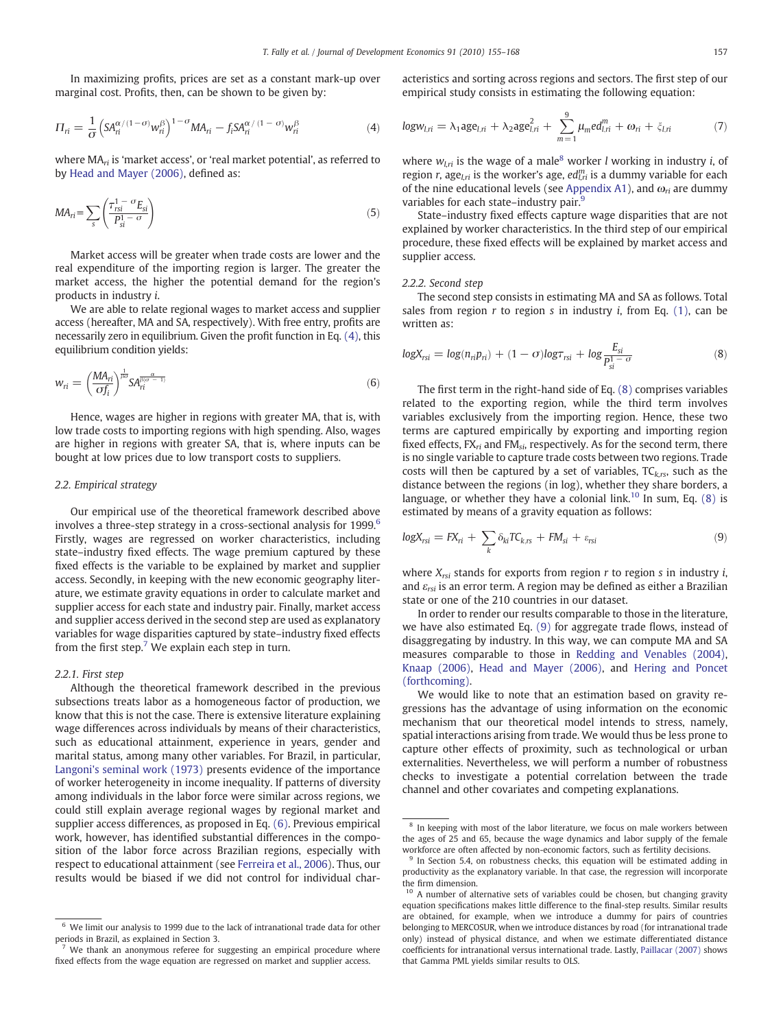In maximizing profits, prices are set as a constant mark-up over marginal cost. Profits, then, can be shown to be given by:

$$\Pi_{ri} = \frac{1}{\sigma}\left(SA_{ri}^{\alpha/(1-\sigma)} w_{ri}^{\beta}\right)^{1-\sigma} MA_{ri} - f_i SA_{ri}^{\alpha/(1-\sigma)} w_{ri}^{\beta} \tag{4}$$

where $MA_{ri}$ is 'market access', or 'real market potential', as referred to by Head and Mayer (2006), defined as:

$$MA_{ri} \equiv \sum_s \left(\frac{\tau_{rsi}^{1-\sigma} E_{si}}{P_{si}^{1-\sigma}}\right) \tag{5}$$

Market access will be greater when trade costs are lower and the real expenditure of the importing region is larger. The greater the market access, the higher the potential demand for the region's products in industry $i$.

We are able to relate regional wages to market access and supplier access (hereafter, MA and SA, respectively). With free entry, profits are necessarily zero in equilibrium. Given the profit function in Eq. (4), this equilibrium condition yields:

$$w_{ri} = \left(\frac{MA_{ri}}{\sigma f_i}\right)^{\frac{1}{\beta\sigma}} SA_{ri}^{\frac{\alpha}{\beta(\sigma-1)}} \tag{6}$$

Hence, wages are higher in regions with greater MA, that is, with low trade costs to importing regions with high spending. Also, wages are higher in regions with greater SA, that is, where inputs can be bought at low prices due to low transport costs to suppliers.

### 2.2. Empirical strategy

Our empirical use of the theoretical framework described above involves a three-step strategy in a cross-sectional analysis for 1999.[6] Firstly, wages are regressed on worker characteristics, including state–industry fixed effects. The wage premium captured by these fixed effects is the variable to be explained by market and supplier access. Secondly, in keeping with the new economic geography literature, we estimate gravity equations in order to calculate market and supplier access for each state and industry pair. Finally, market access and supplier access derived in the second step are used as explanatory variables for wage disparities captured by state–industry fixed effects from the first step.[7] We explain each step in turn.

#### 2.2.1. First step

Although the theoretical framework described in the previous subsections treats labor as a homogeneous factor of production, we know that this is not the case. There is extensive literature explaining wage differences across individuals by means of their characteristics, such as educational attainment, experience in years, gender and marital status, among many other variables. For Brazil, in particular, Langoni's seminal work (1973) presents evidence of the importance of worker heterogeneity in income inequality. If patterns of diversity among individuals in the labor force were similar across regions, we could still explain average regional wages by regional market and supplier access differences, as proposed in Eq. (6). Previous empirical work, however, has identified substantial differences in the composition of the labor force across Brazilian regions, especially with respect to educational attainment (see Ferreira et al., 2006). Thus, our results would be biased if we did not control for individual characteristics and sorting across regions and sectors. The first step of our empirical study consists in estimating the following equation:

$$\log w_{l,ri} = \lambda_1 \text{age}_{l,ri} + \lambda_2 \text{age}_{l,ri}^2 + \sum_{m=1}^{9} \mu_m ed_{l,ri}^m + \omega_{ri} + \xi_{l,ri} \tag{7}$$

where $w_{l,ri}$ is the wage of a male[8] worker $l$ working in industry $i$, of region $r$, $\text{age}_{l,ri}$ is the worker's age, $ed_{l,ri}^m$ is a dummy variable for each of the nine educational levels (see Appendix A1), and $\omega_{ri}$ are dummy variables for each state–industry pair.[9]

State–industry fixed effects capture wage disparities that are not explained by worker characteristics. In the third step of our empirical procedure, these fixed effects will be explained by market access and supplier access.

#### 2.2.2. Second step

The second step consists in estimating MA and SA as follows. Total sales from region $r$ to region $s$ in industry $i$, from Eq. (1), can be written as:

$$\log X_{rsi} = \log(n_{ri} p_{ri}) + (1-\sigma)\log\tau_{rsi} + \log\frac{E_{si}}{P_{si}^{1-\sigma}} \tag{8}$$

The first term in the right-hand side of Eq. (8) comprises variables related to the exporting region, while the third term involves variables exclusively from the importing region. Hence, these two terms are captured empirically by exporting and importing region fixed effects, $FX_{ri}$ and $FM_{si}$, respectively. As for the second term, there is no single variable to capture trade costs between two regions. Trade costs will then be captured by a set of variables, $TC_{k,rs}$, such as the distance between the regions (in log), whether they share borders, a language, or whether they have a colonial link.[10] In sum, Eq. (8) is estimated by means of a gravity equation as follows:

$$\log X_{rsi} = FX_{ri} + \sum_k \delta_{ki} TC_{k,rs} + FM_{si} + \varepsilon_{rsi} \tag{9}$$

where $X_{rsi}$ stands for exports from region $r$ to region $s$ in industry $i$, and $\varepsilon_{rsi}$ is an error term. A region may be defined as either a Brazilian state or one of the 210 countries in our dataset.

In order to render our results comparable to those in the literature, we have also estimated Eq. (9) for aggregate trade flows, instead of disaggregating by industry. In this way, we can compute MA and SA measures comparable to those in Redding and Venables (2004), Knaap (2006), Head and Mayer (2006), and Hering and Poncet (forthcoming).

We would like to note that an estimation based on gravity regressions has the advantage of using information on the economic mechanism that our theoretical model intends to stress, namely, spatial interactions arising from trade. We would thus be less prone to capture other effects of proximity, such as technological or urban externalities. Nevertheless, we will perform a number of robustness checks to investigate a potential correlation between the trade channel and other covariates and competing explanations.

---

[6] We limit our analysis to 1999 due to the lack of intranational trade data for other periods in Brazil, as explained in Section 3.

[7] We thank an anonymous referee for suggesting an empirical procedure where fixed effects from the wage equation are regressed on market and supplier access.

[8] In keeping with most of the labor literature, we focus on male workers between the ages of 25 and 65, because the wage dynamics and labor supply of the female workforce are often affected by non-economic factors, such as fertility decisions.

[9] In Section 5.4, on robustness checks, this equation will be estimated adding in productivity as the explanatory variable. In that case, the regression will incorporate the firm dimension.

[10] A number of alternative sets of variables could be chosen, but changing gravity equation specifications makes little difference to the final-step results. Similar results are obtained, for example, when we introduce a dummy for pairs of countries belonging to MERCOSUR, when we introduce distances by road (for intranational trade only) instead of physical distance, and when we estimate differentiated distance coefficients for intranational versus international trade. Lastly, Paillacar (2007) shows that Gamma PML yields similar results to OLS.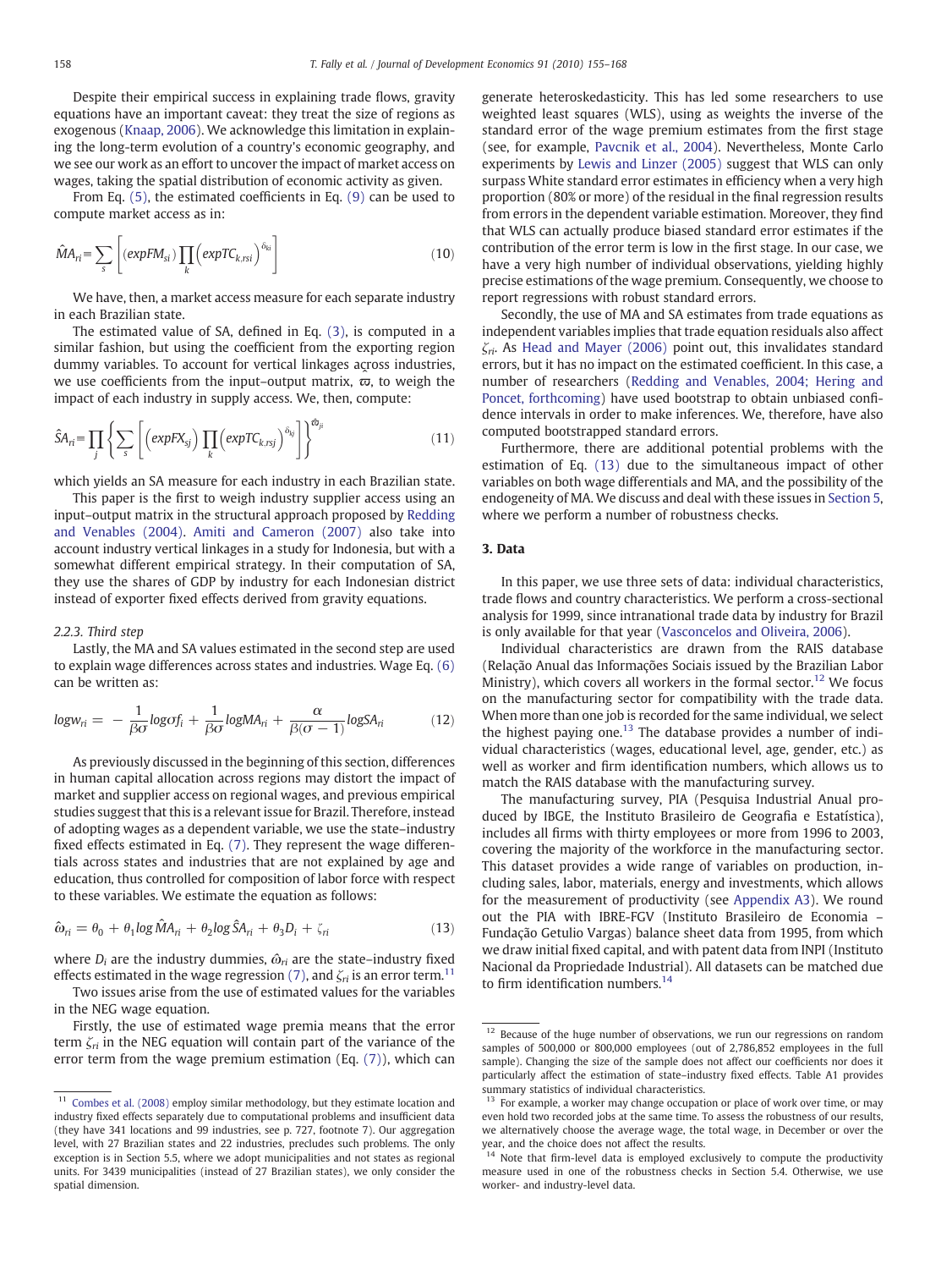Despite their empirical success in explaining trade flows, gravity equations have an important caveat: they treat the size of regions as exogenous (Knaap, 2006). We acknowledge this limitation in explaining the long-term evolution of a country's economic geography, and we see our work as an effort to uncover the impact of market access on wages, taking the spatial distribution of economic activity as given.

From Eq. (5), the estimated coefficients in Eq. (9) can be used to compute market access as in:

$$\hat{M}A_{ri} \equiv \sum_{s}\left[(expFM_{si})\prod_{k}\left(expTC_{k,rsi}\right)^{\delta_{ki}}\right] \tag{10}$$

We have, then, a market access measure for each separate industry in each Brazilian state.

The estimated value of SA, defined in Eq. (3), is computed in a similar fashion, but using the coefficient from the exporting region dummy variables. To account for vertical linkages across industries, we use coefficients from the input–output matrix, $\varpi$, to weigh the impact of each industry in supply access. We, then, compute:

$$\hat{S}A_{ri} \equiv \prod_{j}\left\{\sum_{s}\left[\left(expFX_{sj}\right)\prod_{k}\left(expTC_{k,rsj}\right)^{\delta_{kj}}\right]\right\}^{\hat{\varpi}_{ji}} \tag{11}$$

which yields an SA measure for each industry in each Brazilian state.

This paper is the first to weigh industry supplier access using an input–output matrix in the structural approach proposed by Redding and Venables (2004). Amiti and Cameron (2007) also take into account industry vertical linkages in a study for Indonesia, but with a somewhat different empirical strategy. In their computation of SA, they use the shares of GDP by industry for each Indonesian district instead of exporter fixed effects derived from gravity equations.

#### 2.2.3. Third step

Lastly, the MA and SA values estimated in the second step are used to explain wage differences across states and industries. Wage Eq. (6) can be written as:

$$logw_{ri} = -\frac{1}{\beta\sigma}log\sigma f_i + \frac{1}{\beta\sigma}logMA_{ri} + \frac{\alpha}{\beta(\sigma-1)}logSA_{ri} \tag{12}$$

As previously discussed in the beginning of this section, differences in human capital allocation across regions may distort the impact of market and supplier access on regional wages, and previous empirical studies suggest that this is a relevant issue for Brazil. Therefore, instead of adopting wages as a dependent variable, we use the state–industry fixed effects estimated in Eq. (7). They represent the wage differentials across states and industries that are not explained by age and education, thus controlled for composition of labor force with respect to these variables. We estimate the equation as follows:

$$\hat{\omega}_{ri} = \theta_0 + \theta_1 log\,\hat{M}A_{ri} + \theta_2 log\,\hat{S}A_{ri} + \theta_3 D_i + \zeta_{ri} \tag{13}$$

where $D_i$ are the industry dummies, $\hat{\omega}_{ri}$ are the state–industry fixed effects estimated in the wage regression (7), and $\zeta_{ri}$ is an error term.[11]

Two issues arise from the use of estimated values for the variables in the NEG wage equation.

Firstly, the use of estimated wage premia means that the error term $\zeta_{ri}$ in the NEG equation will contain part of the variance of the error term from the wage premium estimation (Eq. (7)), which can generate heteroskedasticity. This has led some researchers to use weighted least squares (WLS), using as weights the inverse of the standard error of the wage premium estimates from the first stage (see, for example, Pavcnik et al., 2004). Nevertheless, Monte Carlo experiments by Lewis and Linzer (2005) suggest that WLS can only surpass White standard error estimates in efficiency when a very high proportion (80% or more) of the residual in the final regression results from errors in the dependent variable estimation. Moreover, they find that WLS can actually produce biased standard error estimates if the contribution of the error term is low in the first stage. In our case, we have a very high number of individual observations, yielding highly precise estimations of the wage premium. Consequently, we choose to report regressions with robust standard errors.

Secondly, the use of MA and SA estimates from trade equations as independent variables implies that trade equation residuals also affect $\zeta_{ri}$. As Head and Mayer (2006) point out, this invalidates standard errors, but it has no impact on the estimated coefficient. In this case, a number of researchers (Redding and Venables, 2004; Hering and Poncet, forthcoming) have used bootstrap to obtain unbiased confidence intervals in order to make inferences. We, therefore, have also computed bootstrapped standard errors.

Furthermore, there are additional potential problems with the estimation of Eq. (13) due to the simultaneous impact of other variables on both wage differentials and MA, and the possibility of the endogeneity of MA. We discuss and deal with these issues in Section 5, where we perform a number of robustness checks.

## 3. Data

In this paper, we use three sets of data: individual characteristics, trade flows and country characteristics. We perform a cross-sectional analysis for 1999, since intranational trade data by industry for Brazil is only available for that year (Vasconcelos and Oliveira, 2006).

Individual characteristics are drawn from the RAIS database (Relação Anual das Informações Sociais issued by the Brazilian Labor Ministry), which covers all workers in the formal sector.[12] We focus on the manufacturing sector for compatibility with the trade data. When more than one job is recorded for the same individual, we select the highest paying one.[13] The database provides a number of individual characteristics (wages, educational level, age, gender, etc.) as well as worker and firm identification numbers, which allows us to match the RAIS database with the manufacturing survey.

The manufacturing survey, PIA (Pesquisa Industrial Anual produced by IBGE, the Instituto Brasileiro de Geografia e Estatística), includes all firms with thirty employees or more from 1996 to 2003, covering the majority of the workforce in the manufacturing sector. This dataset provides a wide range of variables on production, including sales, labor, materials, energy and investments, which allows for the measurement of productivity (see Appendix A3). We round out the PIA with IBRE-FGV (Instituto Brasileiro de Economia – Fundação Getulio Vargas) balance sheet data from 1995, from which we draw initial fixed capital, and with patent data from INPI (Instituto Nacional da Propriedade Industrial). All datasets can be matched due to firm identification numbers.[14]

---

[11] Combes et al. (2008) employ similar methodology, but they estimate location and industry fixed effects separately due to computational problems and insufficient data (they have 341 locations and 99 industries, see p. 727, footnote 7). Our aggregation level, with 27 Brazilian states and 22 industries, precludes such problems. The only exception is in Section 5.5, where we adopt municipalities and not states as regional units. For 3439 municipalities (instead of 27 Brazilian states), we only consider the spatial dimension.

[12] Because of the huge number of observations, we run our regressions on random samples of 500,000 or 800,000 employees (out of 2,786,852 employees in the full sample). Changing the size of the sample does not affect our coefficients nor does it particularly affect the estimation of state–industry fixed effects. Table A1 provides summary statistics of individual characteristics.

[13] For example, a worker may change occupation or place of work over time, or may even hold two recorded jobs at the same time. To assess the robustness of our results, we alternatively choose the average wage, the total wage, in December or over the year, and the choice does not affect the results.

[14] Note that firm-level data is employed exclusively to compute the productivity measure used in one of the robustness checks in Section 5.4. Otherwise, we use worker- and industry-level data.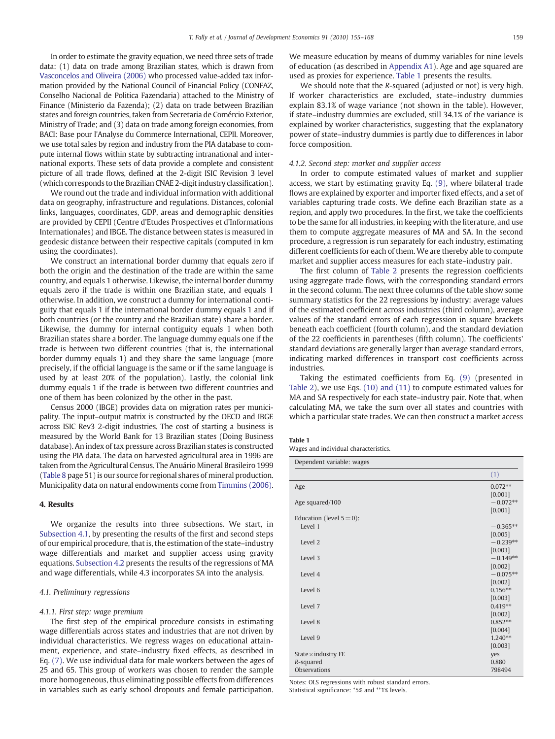In order to estimate the gravity equation, we need three sets of trade data: (1) data on trade among Brazilian states, which is drawn from Vasconcelos and Oliveira (2006) who processed value-added tax information provided by the National Council of Financial Policy (CONFAZ, Conselho Nacional de Politica Fazendaria) attached to the Ministry of Finance (Ministerio da Fazenda); (2) data on trade between Brazilian states and foreign countries, taken from Secretaria de Comércio Exterior, Ministry of Trade; and (3) data on trade among foreign economies, from BACI: Base pour l'Analyse du Commerce International, CEPII. Moreover, we use total sales by region and industry from the PIA database to compute internal flows within state by subtracting intranational and international exports. These sets of data provide a complete and consistent picture of all trade flows, defined at the 2-digit ISIC Revision 3 level (which corresponds to the Brazilian CNAE 2-digit industry classification).

We round out the trade and individual information with additional data on geography, infrastructure and regulations. Distances, colonial links, languages, coordinates, GDP, areas and demographic densities are provided by CEPII (Centre d'Etudes Prospectives et d'Informations Internationales) and IBGE. The distance between states is measured in geodesic distance between their respective capitals (computed in km using the coordinates).

We construct an international border dummy that equals zero if both the origin and the destination of the trade are within the same country, and equals 1 otherwise. Likewise, the internal border dummy equals zero if the trade is within one Brazilian state, and equals 1 otherwise. In addition, we construct a dummy for international contiguity that equals 1 if the international border dummy equals 1 and if both countries (or the country and the Brazilian state) share a border. Likewise, the dummy for internal contiguity equals 1 when both Brazilian states share a border. The language dummy equals one if the trade is between two different countries (that is, the international border dummy equals 1) and they share the same language (more precisely, if the official language is the same or if the same language is used by at least 20% of the population). Lastly, the colonial link dummy equals 1 if the trade is between two different countries and one of them has been colonized by the other in the past.

Census 2000 (IBGE) provides data on migration rates per municipality. The input–output matrix is constructed by the OECD and IBGE across ISIC Rev3 2-digit industries. The cost of starting a business is measured by the World Bank for 13 Brazilian states (Doing Business database). An index of tax pressure across Brazilian states is constructed using the PIA data. The data on harvested agricultural area in 1996 are taken from the Agricultural Census. The Anuário Mineral Brasileiro 1999 (Table 8 page 51) is our source for regional shares of mineral production. Municipality data on natural endowments come from Timmins (2006).

## 4. Results

We organize the results into three subsections. We start, in Subsection 4.1, by presenting the results of the first and second steps of our empirical procedure, that is, the estimation of the state–industry wage differentials and market and supplier access using gravity equations. Subsection 4.2 presents the results of the regressions of MA and wage differentials, while 4.3 incorporates SA into the analysis.

### 4.1. Preliminary regressions

#### 4.1.1. First step: wage premium

The first step of the empirical procedure consists in estimating wage differentials across states and industries that are not driven by individual characteristics. We regress wages on educational attainment, experience, and state–industry fixed effects, as described in Eq. (7). We use individual data for male workers between the ages of 25 and 65. This group of workers was chosen to render the sample more homogeneous, thus eliminating possible effects from differences in variables such as early school dropouts and female participation. We measure education by means of dummy variables for nine levels of education (as described in Appendix A1). Age and age squared are used as proxies for experience. Table 1 presents the results.

We should note that the *R*-squared (adjusted or not) is very high. If worker characteristics are excluded, state–industry dummies explain 83.1% of wage variance (not shown in the table). However, if state–industry dummies are excluded, still 34.1% of the variance is explained by worker characteristics, suggesting that the explanatory power of state–industry dummies is partly due to differences in labor force composition.

#### 4.1.2. Second step: market and supplier access

In order to compute estimated values of market and supplier access, we start by estimating gravity Eq. (9), where bilateral trade flows are explained by exporter and importer fixed effects, and a set of variables capturing trade costs. We define each Brazilian state as a region, and apply two procedures. In the first, we take the coefficients to be the same for all industries, in keeping with the literature, and use them to compute aggregate measures of MA and SA. In the second procedure, a regression is run separately for each industry, estimating different coefficients for each of them. We are thereby able to compute market and supplier access measures for each state–industry pair.

The first column of Table 2 presents the regression coefficients using aggregate trade flows, with the corresponding standard errors in the second column. The next three columns of the table show some summary statistics for the 22 regressions by industry: average values of the estimated coefficient across industries (third column), average values of the standard errors of each regression in square brackets beneath each coefficient (fourth column), and the standard deviation of the 22 coefficients in parentheses (fifth column). The coefficients' standard deviations are generally larger than average standard errors, indicating marked differences in transport cost coefficients across industries.

Taking the estimated coefficients from Eq. (9) (presented in Table 2), we use Eqs. (10) and (11) to compute estimated values for MA and SA respectively for each state–industry pair. Note that, when calculating MA, we take the sum over all states and countries with which a particular state trades. We can then construct a market access

**Table 1**
Wages and individual characteristics.

| Dependent variable: wages | |
|---|---|
| | (1) |
| Age | 0.072** |
| | [0.001] |
| Age squared/100 | −0.072** |
| | [0.001] |
| Education (level 5 = 0): | |
| Level 1 | −0.365** |
| | [0.005] |
| Level 2 | −0.239** |
| | [0.003] |
| Level 3 | −0.149** |
| | [0.002] |
| Level 4 | −0.075** |
| | [0.002] |
| Level 6 | 0.156** |
| | [0.003] |
| Level 7 | 0.419** |
| | [0.002] |
| Level 8 | 0.852** |
| | [0.004] |
| Level 9 | 1.240** |
| | [0.003] |
| State × industry FE | yes |
| *R*-squared | 0.880 |
| Observations | 798494 |

Notes: OLS regressions with robust standard errors.
Statistical significance: *5% and **1% levels.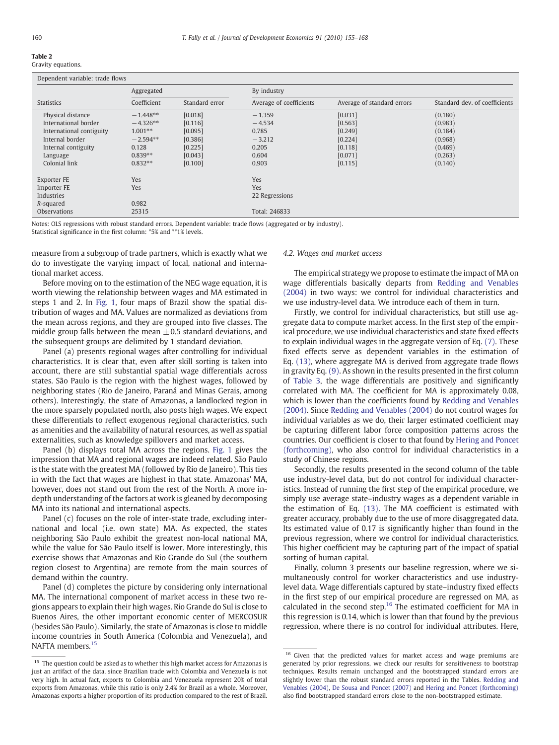**Table 2**
Gravity equations.

| Dependent variable: trade flows | | | | | |
|---|---|---|---|---|---|
| | Aggregated | | By industry | | |
| Statistics | Coefficient | Standard error | Average of coefficients | Average of standard errors | Standard dev. of coefficients |
| Physical distance | −1.448** | [0.018] | −1.359 | [0.031] | (0.180) |
| International border | −4.326** | [0.116] | −4.534 | [0.563] | (0.983) |
| International contiguity | 1.001** | [0.095] | 0.785 | [0.249] | (0.184) |
| Internal border | −2.594** | [0.386] | −3.212 | [0.224] | (0.968) |
| Internal contiguity | 0.128 | [0.225] | 0.205 | [0.118] | (0.469) |
| Language | 0.839** | [0.043] | 0.604 | [0.071] | (0.263) |
| Colonial link | 0.832** | [0.100] | 0.903 | [0.115] | (0.140) |
| Exporter FE | Yes | | Yes | | |
| Importer FE | Yes | | Yes | | |
| Industries | | | 22 Regressions | | |
| $R$-squared | 0.982 | | | | |
| Observations | 25315 | | Total: 246833 | | |

Notes: OLS regressions with robust standard errors. Dependent variable: trade flows (aggregated or by industry).
Statistical significance in the first column: *5% and **1% levels.

measure from a subgroup of trade partners, which is exactly what we do to investigate the varying impact of local, national and international market access.

Before moving on to the estimation of the NEG wage equation, it is worth viewing the relationship between wages and MA estimated in steps 1 and 2. In Fig. 1, four maps of Brazil show the spatial distribution of wages and MA. Values are normalized as deviations from the mean across regions, and they are grouped into five classes. The middle group falls between the mean $\pm 0.5$ standard deviations, and the subsequent groups are delimited by 1 standard deviation.

Panel (a) presents regional wages after controlling for individual characteristics. It is clear that, even after skill sorting is taken into account, there are still substantial spatial wage differentials across states. São Paulo is the region with the highest wages, followed by neighboring states (Rio de Janeiro, Paraná and Minas Gerais, among others). Interestingly, the state of Amazonas, a landlocked region in the more sparsely populated north, also posts high wages. We expect these differentials to reflect exogenous regional characteristics, such as amenities and the availability of natural resources, as well as spatial externalities, such as knowledge spillovers and market access.

Panel (b) displays total MA across the regions. Fig. 1 gives the impression that MA and regional wages are indeed related. São Paulo is the state with the greatest MA (followed by Rio de Janeiro). This ties in with the fact that wages are highest in that state. Amazonas' MA, however, does not stand out from the rest of the North. A more in-depth understanding of the factors at work is gleaned by decomposing MA into its national and international aspects.

Panel (c) focuses on the role of inter-state trade, excluding international and local (i.e. own state) MA. As expected, the states neighboring São Paulo exhibit the greatest non-local national MA, while the value for São Paulo itself is lower. More interestingly, this exercise shows that Amazonas and Rio Grande do Sul (the southern region closest to Argentina) are remote from the main sources of demand within the country.

Panel (d) completes the picture by considering only international MA. The international component of market access in these two regions appears to explain their high wages. Rio Grande do Sul is close to Buenos Aires, the other important economic center of MERCOSUR (besides São Paulo). Similarly, the state of Amazonas is close to middle income countries in South America (Colombia and Venezuela), and NAFTA members.[15]

### 4.2. Wages and market access

The empirical strategy we propose to estimate the impact of MA on wage differentials basically departs from Redding and Venables (2004) in two ways: we control for individual characteristics and we use industry-level data. We introduce each of them in turn.

Firstly, we control for individual characteristics, but still use aggregate data to compute market access. In the first step of the empirical procedure, we use individual characteristics and state fixed effects to explain individual wages in the aggregate version of Eq. (7). These fixed effects serve as dependent variables in the estimation of Eq. (13), where aggregate MA is derived from aggregate trade flows in gravity Eq. (9). As shown in the results presented in the first column of Table 3, the wage differentials are positively and significantly correlated with MA. The coefficient for MA is approximately 0.08, which is lower than the coefficients found by Redding and Venables (2004). Since Redding and Venables (2004) do not control wages for individual variables as we do, their larger estimated coefficient may be capturing different labor force composition patterns across the countries. Our coefficient is closer to that found by Hering and Poncet (forthcoming), who also control for individual characteristics in a study of Chinese regions.

Secondly, the results presented in the second column of the table use industry-level data, but do not control for individual characteristics. Instead of running the first step of the empirical procedure, we simply use average state–industry wages as a dependent variable in the estimation of Eq. (13). The MA coefficient is estimated with greater accuracy, probably due to the use of more disaggregated data. Its estimated value of 0.17 is significantly higher than found in the previous regression, where we control for individual characteristics. This higher coefficient may be capturing part of the impact of spatial sorting of human capital.

Finally, column 3 presents our baseline regression, where we simultaneously control for worker characteristics and use industry-level data. Wage differentials captured by state–industry fixed effects in the first step of our empirical procedure are regressed on MA, as calculated in the second step.[16] The estimated coefficient for MA in this regression is 0.14, which is lower than that found by the previous regression, where there is no control for individual attributes. Here,

[15] The question could be asked as to whether this high market access for Amazonas is just an artifact of the data, since Brazilian trade with Colombia and Venezuela is not very high. In actual fact, exports to Colombia and Venezuela represent 20% of total exports from Amazonas, while this ratio is only 2.4% for Brazil as a whole. Moreover, Amazonas exports a higher proportion of its production compared to the rest of Brazil.

[16] Given that the predicted values for market access and wage premiums are generated by prior regressions, we check our results for sensitiveness to bootstrap techniques. Results remain unchanged and the bootstrapped standard errors are slightly lower than the robust standard errors reported in the Tables. Redding and Venables (2004), De Sousa and Poncet (2007) and Hering and Poncet (forthcoming) also find bootstrapped standard errors close to the non-bootstrapped estimate.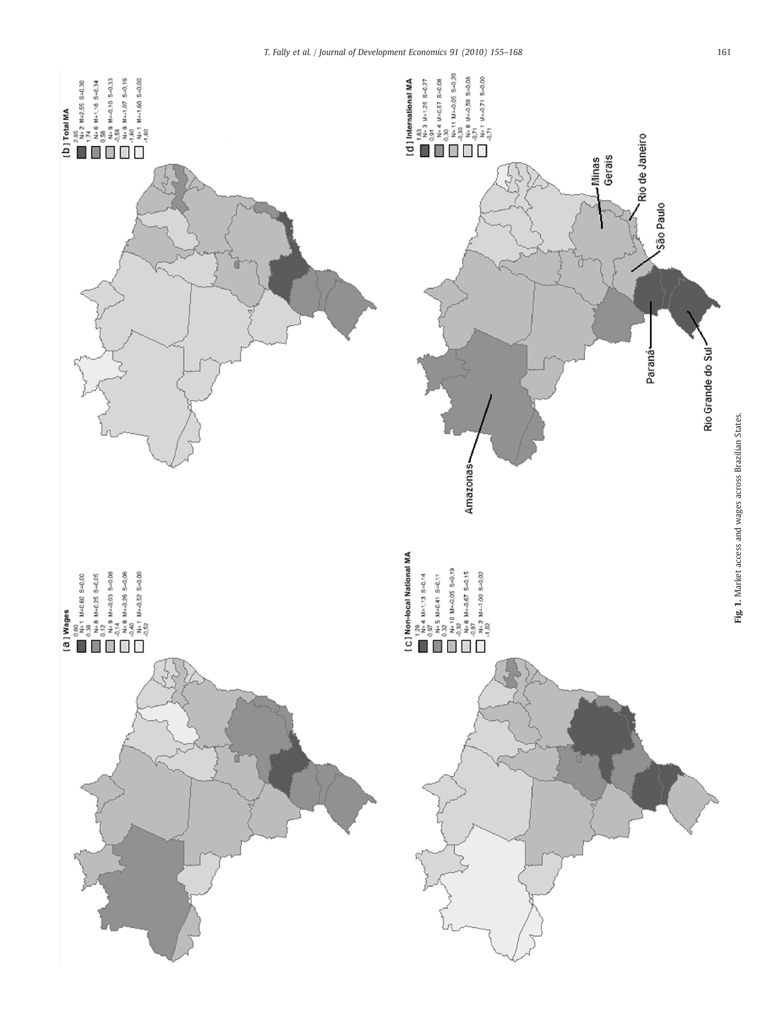**Fig. 1.** Market access and wages across Brazilian States.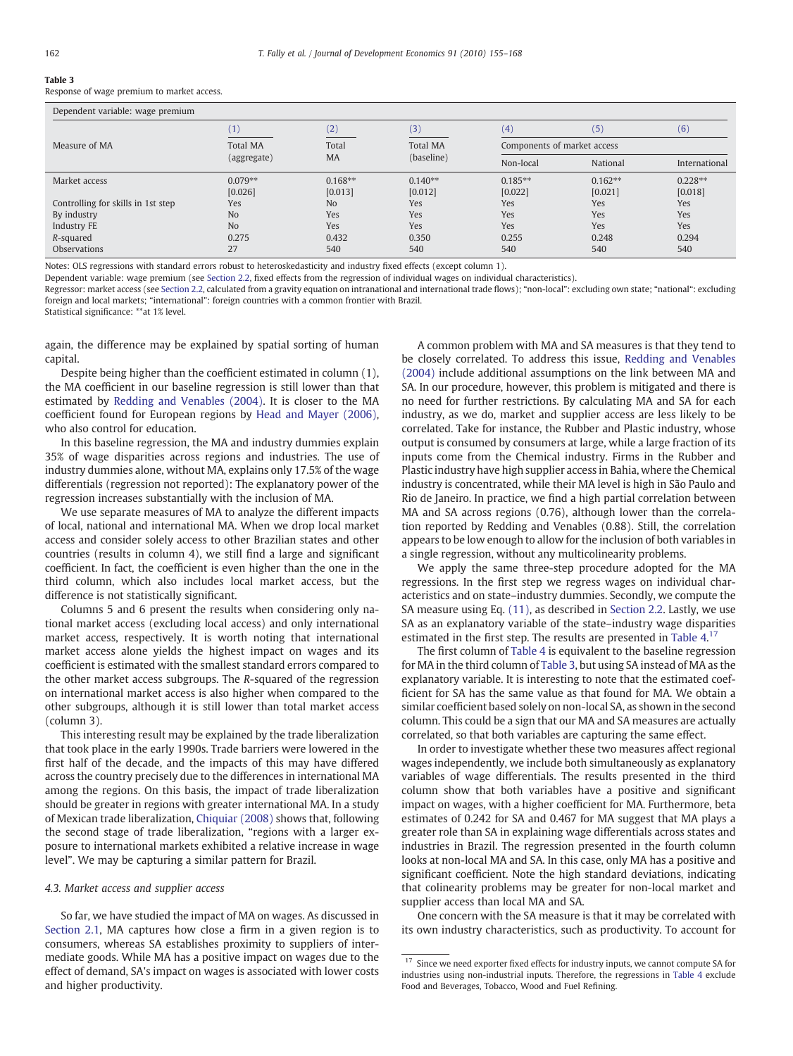**Table 3**
Response of wage premium to market access.

| Dependent variable: wage premium | | | | | | |
|---|---|---|---|---|---|---|
| | (1) | (2) | (3) | (4) | (5) | (6) |
| Measure of MA | Total MA (aggregate) | Total MA | Total MA (baseline) | Components of market access | | |
| | | | | Non-local | National | International |
| Market access | 0.079** | 0.168** | 0.140** | 0.185** | 0.162** | 0.228** |
| | [0.026] | [0.013] | [0.012] | [0.022] | [0.021] | [0.018] |
| Controlling for skills in 1st step | Yes | No | Yes | Yes | Yes | Yes |
| By industry | No | Yes | Yes | Yes | Yes | Yes |
| Industry FE | No | Yes | Yes | Yes | Yes | Yes |
| *R*-squared | 0.275 | 0.432 | 0.350 | 0.255 | 0.248 | 0.294 |
| Observations | 27 | 540 | 540 | 540 | 540 | 540 |

Notes: OLS regressions with standard errors robust to heteroskedasticity and industry fixed effects (except column 1).
Dependent variable: wage premium (see Section 2.2, fixed effects from the regression of individual wages on individual characteristics).
Regressor: market access (see Section 2.2, calculated from a gravity equation on intranational and international trade flows); "non-local": excluding own state; "national": excluding foreign and local markets; "international": foreign countries with a common frontier with Brazil.
Statistical significance: **at 1% level.

again, the difference may be explained by spatial sorting of human capital.

Despite being higher than the coefficient estimated in column (1), the MA coefficient in our baseline regression is still lower than that estimated by Redding and Venables (2004). It is closer to the MA coefficient found for European regions by Head and Mayer (2006), who also control for education.

In this baseline regression, the MA and industry dummies explain 35% of wage disparities across regions and industries. The use of industry dummies alone, without MA, explains only 17.5% of the wage differentials (regression not reported): The explanatory power of the regression increases substantially with the inclusion of MA.

We use separate measures of MA to analyze the different impacts of local, national and international MA. When we drop local market access and consider solely access to other Brazilian states and other countries (results in column 4), we still find a large and significant coefficient. In fact, the coefficient is even higher than the one in the third column, which also includes local market access, but the difference is not statistically significant.

Columns 5 and 6 present the results when considering only national market access (excluding local access) and only international market access, respectively. It is worth noting that international market access alone yields the highest impact on wages and its coefficient is estimated with the smallest standard errors compared to the other market access subgroups. The *R*-squared of the regression on international market access is also higher when compared to the other subgroups, although it is still lower than total market access (column 3).

This interesting result may be explained by the trade liberalization that took place in the early 1990s. Trade barriers were lowered in the first half of the decade, and the impacts of this may have differed across the country precisely due to the differences in international MA among the regions. On this basis, the impact of trade liberalization should be greater in regions with greater international MA. In a study of Mexican trade liberalization, Chiquiar (2008) shows that, following the second stage of trade liberalization, "regions with a larger exposure to international markets exhibited a relative increase in wage level". We may be capturing a similar pattern for Brazil.

### 4.3. Market access and supplier access

So far, we have studied the impact of MA on wages. As discussed in Section 2.1, MA captures how close a firm in a given region is to consumers, whereas SA establishes proximity to suppliers of intermediate goods. While MA has a positive impact on wages due to the effect of demand, SA's impact on wages is associated with lower costs and higher productivity.

A common problem with MA and SA measures is that they tend to be closely correlated. To address this issue, Redding and Venables (2004) include additional assumptions on the link between MA and SA. In our procedure, however, this problem is mitigated and there is no need for further restrictions. By calculating MA and SA for each industry, as we do, market and supplier access are less likely to be correlated. Take for instance, the Rubber and Plastic industry, whose output is consumed by consumers at large, while a large fraction of its inputs come from the Chemical industry. Firms in the Rubber and Plastic industry have high supplier access in Bahia, where the Chemical industry is concentrated, while their MA level is high in São Paulo and Rio de Janeiro. In practice, we find a high partial correlation between MA and SA across regions (0.76), although lower than the correlation reported by Redding and Venables (0.88). Still, the correlation appears to be low enough to allow for the inclusion of both variables in a single regression, without any multicolinearity problems.

We apply the same three-step procedure adopted for the MA regressions. In the first step we regress wages on individual characteristics and on state–industry dummies. Secondly, we compute the SA measure using Eq. (11), as described in Section 2.2. Lastly, we use SA as an explanatory variable of the state–industry wage disparities estimated in the first step. The results are presented in Table 4.[17]

The first column of Table 4 is equivalent to the baseline regression for MA in the third column of Table 3, but using SA instead of MA as the explanatory variable. It is interesting to note that the estimated coefficient for SA has the same value as that found for MA. We obtain a similar coefficient based solely on non-local SA, as shown in the second column. This could be a sign that our MA and SA measures are actually correlated, so that both variables are capturing the same effect.

In order to investigate whether these two measures affect regional wages independently, we include both simultaneously as explanatory variables of wage differentials. The results presented in the third column show that both variables have a positive and significant impact on wages, with a higher coefficient for MA. Furthermore, beta estimates of 0.242 for SA and 0.467 for MA suggest that MA plays a greater role than SA in explaining wage differentials across states and industries in Brazil. The regression presented in the fourth column looks at non-local MA and SA. In this case, only MA has a positive and significant coefficient. Note the high standard deviations, indicating that colinearity problems may be greater for non-local market and supplier access than local MA and SA.

One concern with the SA measure is that it may be correlated with its own industry characteristics, such as productivity. To account for

[17] Since we need exporter fixed effects for industry inputs, we cannot compute SA for industries using non-industrial inputs. Therefore, the regressions in Table 4 exclude Food and Beverages, Tobacco, Wood and Fuel Refining.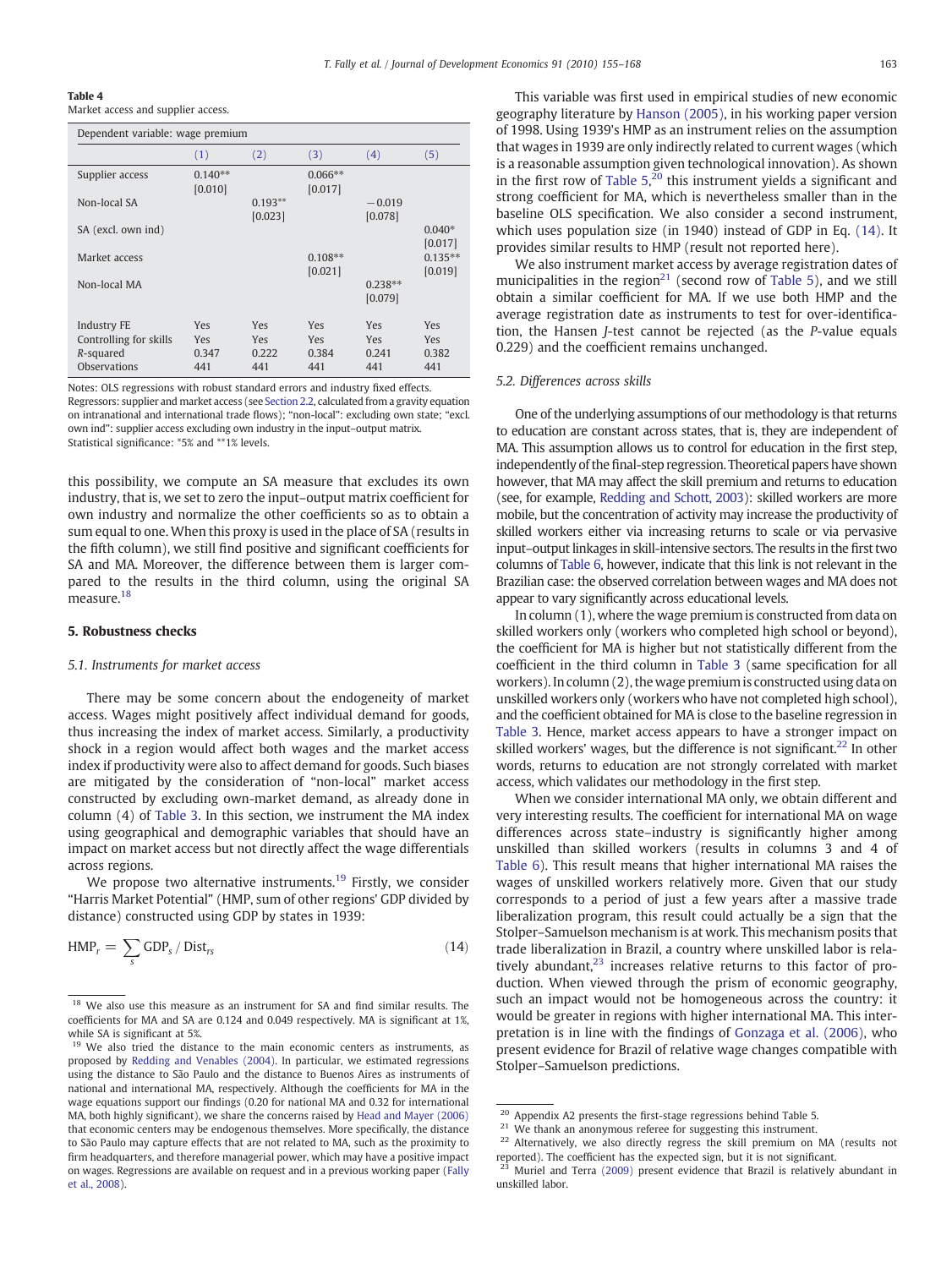**Table 4**
Market access and supplier access.

| Dependent variable: wage premium | | | | | |
|---|---|---|---|---|---|
| | (1) | (2) | (3) | (4) | (5) |
| Supplier access | 0.140** [0.010] | | 0.066** [0.017] | | |
| Non-local SA | | 0.193** [0.023] | | −0.019 [0.078] | |
| SA (excl. own ind) | | | | | 0.040* [0.017] |
| Market access | | | 0.108** [0.021] | | 0.135** [0.019] |
| Non-local MA | | | | 0.238** [0.079] | |
| Industry FE | Yes | Yes | Yes | Yes | Yes |
| Controlling for skills | Yes | Yes | Yes | Yes | Yes |
| *R*-squared | 0.347 | 0.222 | 0.384 | 0.241 | 0.382 |
| Observations | 441 | 441 | 441 | 441 | 441 |

Notes: OLS regressions with robust standard errors and industry fixed effects. Regressors: supplier and market access (see Section 2.2, calculated from a gravity equation on intranational and international trade flows); "non-local": excluding own state; "excl. own ind": supplier access excluding own industry in the input–output matrix. Statistical significance: *5% and **1% levels.

this possibility, we compute an SA measure that excludes its own industry, that is, we set to zero the input–output matrix coefficient for own industry and normalize the other coefficients so as to obtain a sum equal to one. When this proxy is used in the place of SA (results in the fifth column), we still find positive and significant coefficients for SA and MA. Moreover, the difference between them is larger compared to the results in the third column, using the original SA measure.[18]

## 5. Robustness checks

### 5.1. Instruments for market access

There may be some concern about the endogeneity of market access. Wages might positively affect individual demand for goods, thus increasing the index of market access. Similarly, a productivity shock in a region would affect both wages and the market access index if productivity were also to affect demand for goods. Such biases are mitigated by the consideration of "non-local" market access constructed by excluding own-market demand, as already done in column (4) of Table 3. In this section, we instrument the MA index using geographical and demographic variables that should have an impact on market access but not directly affect the wage differentials across regions.

We propose two alternative instruments.[19] Firstly, we consider "Harris Market Potential" (HMP, sum of other regions' GDP divided by distance) constructed using GDP by states in 1939:

$$\mathrm{HMP}_r = \sum_s \mathrm{GDP}_s / \mathrm{Dist}_{rs} \tag{14}$$

This variable was first used in empirical studies of new economic geography literature by Hanson (2005), in his working paper version of 1998. Using 1939's HMP as an instrument relies on the assumption that wages in 1939 are only indirectly related to current wages (which is a reasonable assumption given technological innovation). As shown in the first row of Table 5,[20] this instrument yields a significant and strong coefficient for MA, which is nevertheless smaller than in the baseline OLS specification. We also consider a second instrument, which uses population size (in 1940) instead of GDP in Eq. (14). It provides similar results to HMP (result not reported here).

We also instrument market access by average registration dates of municipalities in the region[21] (second row of Table 5), and we still obtain a similar coefficient for MA. If we use both HMP and the average registration date as instruments to test for over-identification, the Hansen *J*-test cannot be rejected (as the *P*-value equals 0.229) and the coefficient remains unchanged.

### 5.2. Differences across skills

One of the underlying assumptions of our methodology is that returns to education are constant across states, that is, they are independent of MA. This assumption allows us to control for education in the first step, independently of the final-step regression. Theoretical papers have shown however, that MA may affect the skill premium and returns to education (see, for example, Redding and Schott, 2003): skilled workers are more mobile, but the concentration of activity may increase the productivity of skilled workers either via increasing returns to scale or via pervasive input–output linkages in skill-intensive sectors. The results in the first two columns of Table 6, however, indicate that this link is not relevant in the Brazilian case: the observed correlation between wages and MA does not appear to vary significantly across educational levels.

In column (1), where the wage premium is constructed from data on skilled workers only (workers who completed high school or beyond), the coefficient for MA is higher but not statistically different from the coefficient in the third column in Table 3 (same specification for all workers). In column (2), the wage premium is constructed using data on unskilled workers only (workers who have not completed high school), and the coefficient obtained for MA is close to the baseline regression in Table 3. Hence, market access appears to have a stronger impact on skilled workers' wages, but the difference is not significant.[22] In other words, returns to education are not strongly correlated with market access, which validates our methodology in the first step.

When we consider international MA only, we obtain different and very interesting results. The coefficient for international MA on wage differences across state–industry is significantly higher among unskilled than skilled workers (results in columns 3 and 4 of Table 6). This result means that higher international MA raises the wages of unskilled workers relatively more. Given that our study corresponds to a period of just a few years after a massive trade liberalization program, this result could actually be a sign that the Stolper–Samuelson mechanism is at work. This mechanism posits that trade liberalization in Brazil, a country where unskilled labor is relatively abundant,[23] increases relative returns to this factor of production. When viewed through the prism of economic geography, such an impact would not be homogeneous across the country: it would be greater in regions with higher international MA. This interpretation is in line with the findings of Gonzaga et al. (2006), who present evidence for Brazil of relative wage changes compatible with Stolper–Samuelson predictions.

---

[18] We also use this measure as an instrument for SA and find similar results. The coefficients for MA and SA are 0.124 and 0.049 respectively. MA is significant at 1%, while SA is significant at 5%.

[19] We also tried the distance to the main economic centers as instruments, as proposed by Redding and Venables (2004). In particular, we estimated regressions using the distance to São Paulo and the distance to Buenos Aires as instruments of national and international MA, respectively. Although the coefficients for MA in the wage equations support our findings (0.20 for national MA and 0.32 for international MA, both highly significant), we share the concerns raised by Head and Mayer (2006) that economic centers may be endogenous themselves. More specifically, the distance to São Paulo may capture effects that are not related to MA, such as the proximity to firm headquarters, and therefore managerial power, which may have a positive impact on wages. Regressions are available on request and in a previous working paper (Fally et al., 2008).

[20] Appendix A2 presents the first-stage regressions behind Table 5.

[21] We thank an anonymous referee for suggesting this instrument.

[22] Alternatively, we also directly regress the skill premium on MA (results not reported). The coefficient has the expected sign, but it is not significant.

[23] Muriel and Terra (2009) present evidence that Brazil is relatively abundant in unskilled labor.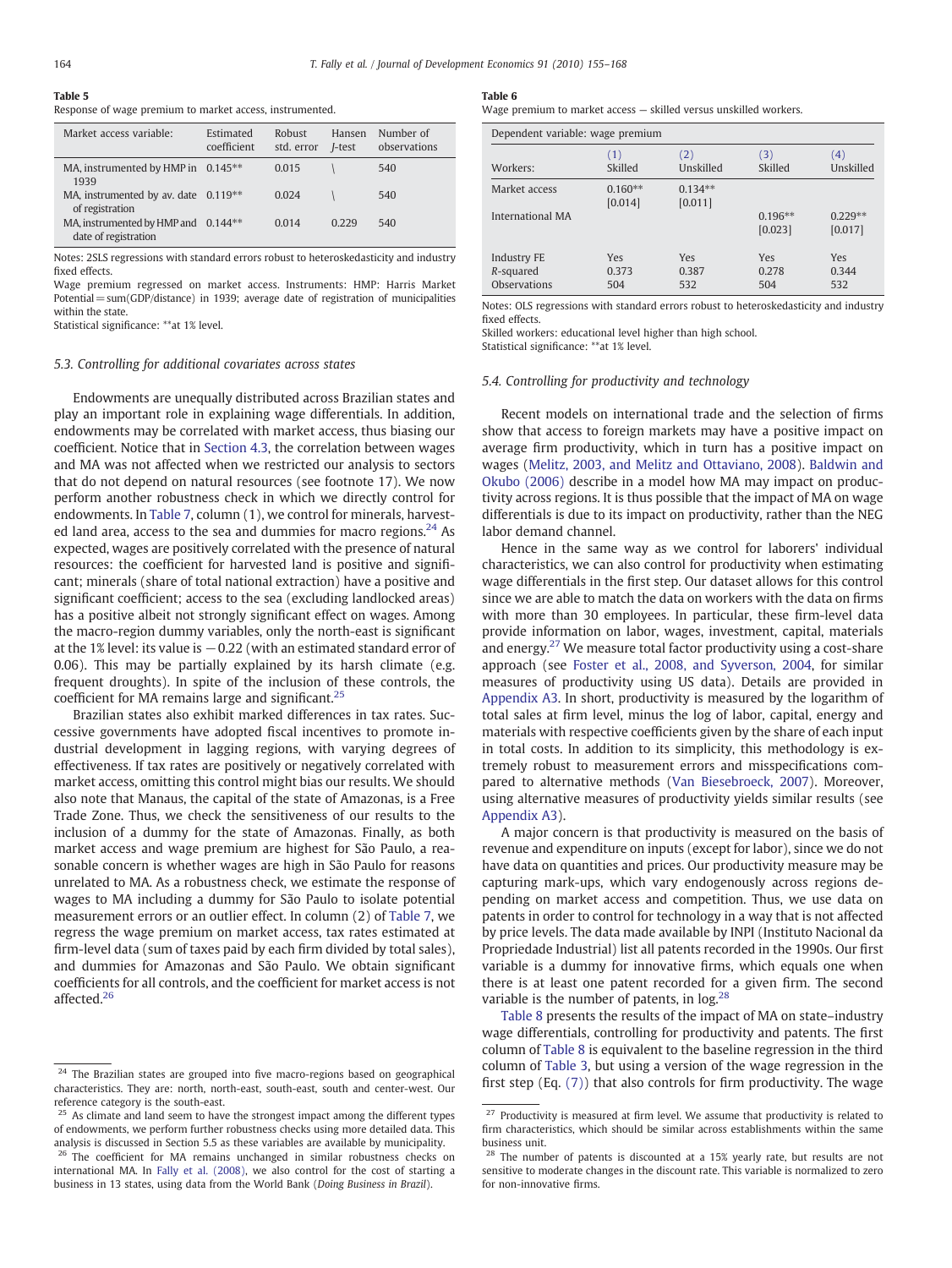**Table 5**
Response of wage premium to market access, instrumented.

| Market access variable: | Estimated coefficient | Robust std. error | Hansen J-test | Number of observations |
|---|---|---|---|---|
| MA, instrumented by HMP in 1939 | 0.145** | 0.015 | \ | 540 |
| MA, instrumented by av. date of registration | 0.119** | 0.024 | \ | 540 |
| MA, instrumented by HMP and date of registration | 0.144** | 0.014 | 0.229 | 540 |

Notes: 2SLS regressions with standard errors robust to heteroskedasticity and industry fixed effects.
Wage premium regressed on market access. Instruments: HMP: Harris Market Potential = sum(GDP/distance) in 1939; average date of registration of municipalities within the state.
Statistical significance: **at 1% level.

### 5.3. Controlling for additional covariates across states

Endowments are unequally distributed across Brazilian states and play an important role in explaining wage differentials. In addition, endowments may be correlated with market access, thus biasing our coefficient. Notice that in Section 4.3, the correlation between wages and MA was not affected when we restricted our analysis to sectors that do not depend on natural resources (see footnote 17). We now perform another robustness check in which we directly control for endowments. In Table 7, column (1), we control for minerals, harvested land area, access to the sea and dummies for macro regions.[24] As expected, wages are positively correlated with the presence of natural resources: the coefficient for harvested land is positive and significant; minerals (share of total national extraction) have a positive and significant coefficient; access to the sea (excluding landlocked areas) has a positive albeit not strongly significant effect on wages. Among the macro-region dummy variables, only the north-east is significant at the 1% level: its value is −0.22 (with an estimated standard error of 0.06). This may be partially explained by its harsh climate (e.g. frequent droughts). In spite of the inclusion of these controls, the coefficient for MA remains large and significant.[25]

Brazilian states also exhibit marked differences in tax rates. Successive governments have adopted fiscal incentives to promote industrial development in lagging regions, with varying degrees of effectiveness. If tax rates are positively or negatively correlated with market access, omitting this control might bias our results. We should also note that Manaus, the capital of the state of Amazonas, is a Free Trade Zone. Thus, we check the sensitiveness of our results to the inclusion of a dummy for the state of Amazonas. Finally, as both market access and wage premium are highest for São Paulo, a reasonable concern is whether wages are high in São Paulo for reasons unrelated to MA. As a robustness check, we estimate the response of wages to MA including a dummy for São Paulo to isolate potential measurement errors or an outlier effect. In column (2) of Table 7, we regress the wage premium on market access, tax rates estimated at firm-level data (sum of taxes paid by each firm divided by total sales), and dummies for Amazonas and São Paulo. We obtain significant coefficients for all controls, and the coefficient for market access is not affected.[26]

[24] The Brazilian states are grouped into five macro-regions based on geographical characteristics. They are: north, north-east, south-east, south and center-west. Our reference category is the south-east.

[25] As climate and land seem to have the strongest impact among the different types of endowments, we perform further robustness checks using more detailed data. This analysis is discussed in Section 5.5 as these variables are available by municipality.

[26] The coefficient for MA remains unchanged in similar robustness checks on international MA. In Fally et al. (2008), we also control for the cost of starting a business in 13 states, using data from the World Bank (*Doing Business in Brazil*).

**Table 6**
Wage premium to market access — skilled versus unskilled workers.

| Dependent variable: wage premium | | | | |
|---|---|---|---|---|
| | (1) | (2) | (3) | (4) |
| Workers: | Skilled | Unskilled | Skilled | Unskilled |
| Market access | 0.160** [0.014] | 0.134** [0.011] | | |
| International MA | | | 0.196** [0.023] | 0.229** [0.017] |
| Industry FE | Yes | Yes | Yes | Yes |
| $R$-squared | 0.373 | 0.387 | 0.278 | 0.344 |
| Observations | 504 | 532 | 504 | 532 |

Notes: OLS regressions with standard errors robust to heteroskedasticity and industry fixed effects.
Skilled workers: educational level higher than high school.
Statistical significance: **at 1% level.

### 5.4. Controlling for productivity and technology

Recent models on international trade and the selection of firms show that access to foreign markets may have a positive impact on average firm productivity, which in turn has a positive impact on wages (Melitz, 2003, and Melitz and Ottaviano, 2008). Baldwin and Okubo (2006) describe in a model how MA may impact on productivity across regions. It is thus possible that the impact of MA on wage differentials is due to its impact on productivity, rather than the NEG labor demand channel.

Hence in the same way as we control for laborers' individual characteristics, we can also control for productivity when estimating wage differentials in the first step. Our dataset allows for this control since we are able to match the data on workers with the data on firms with more than 30 employees. In particular, these firm-level data provide information on labor, wages, investment, capital, materials and energy.[27] We measure total factor productivity using a cost-share approach (see Foster et al., 2008, and Syverson, 2004, for similar measures of productivity using US data). Details are provided in Appendix A3. In short, productivity is measured by the logarithm of total sales at firm level, minus the log of labor, capital, energy and materials with respective coefficients given by the share of each input in total costs. In addition to its simplicity, this methodology is extremely robust to measurement errors and misspecifications compared to alternative methods (Van Biesebroeck, 2007). Moreover, using alternative measures of productivity yields similar results (see Appendix A3).

A major concern is that productivity is measured on the basis of revenue and expenditure on inputs (except for labor), since we do not have data on quantities and prices. Our productivity measure may be capturing mark-ups, which vary endogenously across regions depending on market access and competition. Thus, we use data on patents in order to control for technology in a way that is not affected by price levels. The data made available by INPI (Instituto Nacional da Propriedade Industrial) list all patents recorded in the 1990s. Our first variable is a dummy for innovative firms, which equals one when there is at least one patent recorded for a given firm. The second variable is the number of patents, in log.[28]

Table 8 presents the results of the impact of MA on state–industry wage differentials, controlling for productivity and patents. The first column of Table 8 is equivalent to the baseline regression in the third column of Table 3, but using a version of the wage regression in the first step (Eq. (7)) that also controls for firm productivity. The wage

[27] Productivity is measured at firm level. We assume that productivity is related to firm characteristics, which should be similar across establishments within the same business unit.

[28] The number of patents is discounted at a 15% yearly rate, but results are not sensitive to moderate changes in the discount rate. This variable is normalized to zero for non-innovative firms.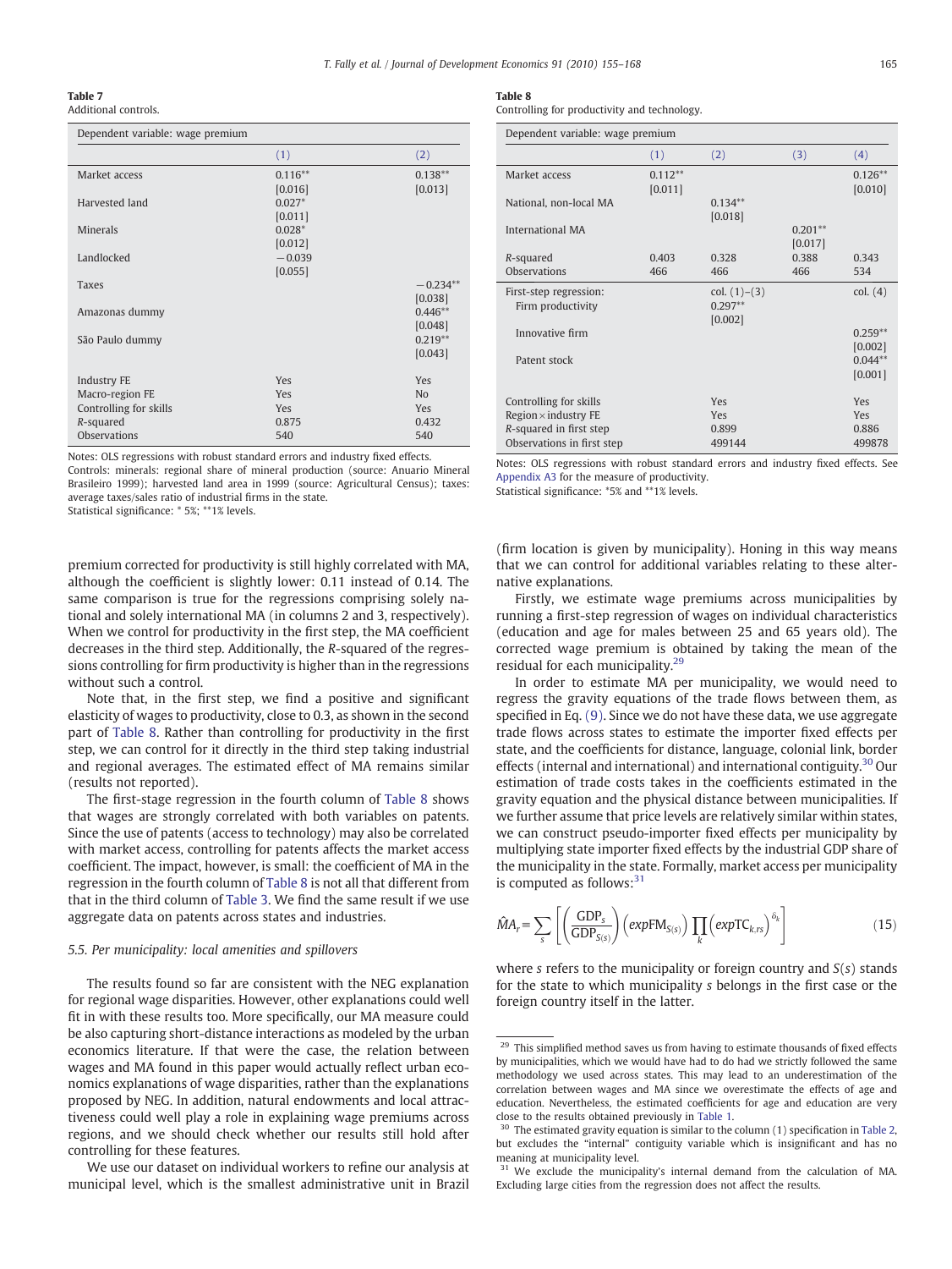**Table 7**
Additional controls.

| Dependent variable: wage premium | | |
|---|---|---|
| | (1) | (2) |
| Market access | 0.116** | 0.138** |
| | [0.016] | [0.013] |
| Harvested land | 0.027* | |
| | [0.011] | |
| Minerals | 0.028* | |
| | [0.012] | |
| Landlocked | −0.039 | |
| | [0.055] | |
| Taxes | | −0.234** |
| | | [0.038] |
| Amazonas dummy | | 0.446** |
| | | [0.048] |
| São Paulo dummy | | 0.219** |
| | | [0.043] |
| Industry FE | Yes | Yes |
| Macro-region FE | Yes | No |
| Controlling for skills | Yes | Yes |
| R-squared | 0.875 | 0.432 |
| Observations | 540 | 540 |

Notes: OLS regressions with robust standard errors and industry fixed effects.
Controls: minerals: regional share of mineral production (source: Anuario Mineral Brasileiro 1999); harvested land area in 1999 (source: Agricultural Census); taxes: average taxes/sales ratio of industrial firms in the state.
Statistical significance: * 5%; **1% levels.

**Table 8**
Controlling for productivity and technology.

| Dependent variable: wage premium | | | | |
|---|---|---|---|---|
| | (1) | (2) | (3) | (4) |
| Market access | 0.112** | | | 0.126** |
| | [0.011] | | | [0.010] |
| National, non-local MA | | 0.134** | | |
| | | [0.018] | | |
| International MA | | | 0.201** | |
| | | | [0.017] | |
| R-squared | 0.403 | 0.328 | 0.388 | 0.343 |
| Observations | 466 | 466 | 466 | 534 |
| First-step regression: | | col. (1)–(3) | | col. (4) |
| Firm productivity | | 0.297** | | |
| | | [0.002] | | |
| Innovative firm | | | | 0.259** |
| | | | | [0.002] |
| Patent stock | | | | 0.044** |
| | | | | [0.001] |
| Controlling for skills | | Yes | | Yes |
| Region × industry FE | | Yes | | Yes |
| R-squared in first step | | 0.899 | | 0.886 |
| Observations in first step | | 499144 | | 499878 |

Notes: OLS regressions with robust standard errors and industry fixed effects. See Appendix A3 for the measure of productivity.
Statistical significance: *5% and **1% levels.

premium corrected for productivity is still highly correlated with MA, although the coefficient is slightly lower: 0.11 instead of 0.14. The same comparison is true for the regressions comprising solely national and solely international MA (in columns 2 and 3, respectively). When we control for productivity in the first step, the MA coefficient decreases in the third step. Additionally, the R-squared of the regressions controlling for firm productivity is higher than in the regressions without such a control.

Note that, in the first step, we find a positive and significant elasticity of wages to productivity, close to 0.3, as shown in the second part of Table 8. Rather than controlling for productivity in the first step, we can control for it directly in the third step taking industrial and regional averages. The estimated effect of MA remains similar (results not reported).

The first-stage regression in the fourth column of Table 8 shows that wages are strongly correlated with both variables on patents. Since the use of patents (access to technology) may also be correlated with market access, controlling for patents affects the market access coefficient. The impact, however, is small: the coefficient of MA in the regression in the fourth column of Table 8 is not all that different from that in the third column of Table 3. We find the same result if we use aggregate data on patents across states and industries.

### 5.5. Per municipality: local amenities and spillovers

The results found so far are consistent with the NEG explanation for regional wage disparities. However, other explanations could well fit in with these results too. More specifically, our MA measure could be also capturing short-distance interactions as modeled by the urban economics literature. If that were the case, the relation between wages and MA found in this paper would actually reflect urban economics explanations of wage disparities, rather than the explanations proposed by NEG. In addition, natural endowments and local attractiveness could well play a role in explaining wage premiums across regions, and we should check whether our results still hold after controlling for these features.

We use our dataset on individual workers to refine our analysis at municipal level, which is the smallest administrative unit in Brazil (firm location is given by municipality). Honing in this way means that we can control for additional variables relating to these alternative explanations.

Firstly, we estimate wage premiums across municipalities by running a first-step regression of wages on individual characteristics (education and age for males between 25 and 65 years old). The corrected wage premium is obtained by taking the mean of the residual for each municipality.[29]

In order to estimate MA per municipality, we would need to regress the gravity equations of the trade flows between them, as specified in Eq. (9). Since we do not have these data, we use aggregate trade flows across states to estimate the importer fixed effects per state, and the coefficients for distance, language, colonial link, border effects (internal and international) and international contiguity.[30] Our estimation of trade costs takes in the coefficients estimated in the gravity equation and the physical distance between municipalities. If we further assume that price levels are relatively similar within states, we can construct pseudo-importer fixed effects per municipality by multiplying state importer fixed effects by the industrial GDP share of the municipality in the state. Formally, market access per municipality is computed as follows:[31]

$$\hat{MA}_r \equiv \sum_s \left[ \left( \frac{\text{GDP}_s}{\text{GDP}_{S(s)}} \right) \left( exp\text{FM}_{S(s)} \right) \prod_k \left( exp\text{TC}_{k,rs} \right)^{\delta_k} \right] \tag{15}$$

where $s$ refers to the municipality or foreign country and $S(s)$ stands for the state to which municipality $s$ belongs in the first case or the foreign country itself in the latter.

---

[29] This simplified method saves us from having to estimate thousands of fixed effects by municipalities, which we would have had to do had we strictly followed the same methodology we used across states. This may lead to an underestimation of the correlation between wages and MA since we overestimate the effects of age and education. Nevertheless, the estimated coefficients for age and education are very close to the results obtained previously in Table 1.

[30] The estimated gravity equation is similar to the column (1) specification in Table 2, but excludes the "internal" contiguity variable which is insignificant and has no meaning at municipality level.

[31] We exclude the municipality's internal demand from the calculation of MA. Excluding large cities from the regression does not affect the results.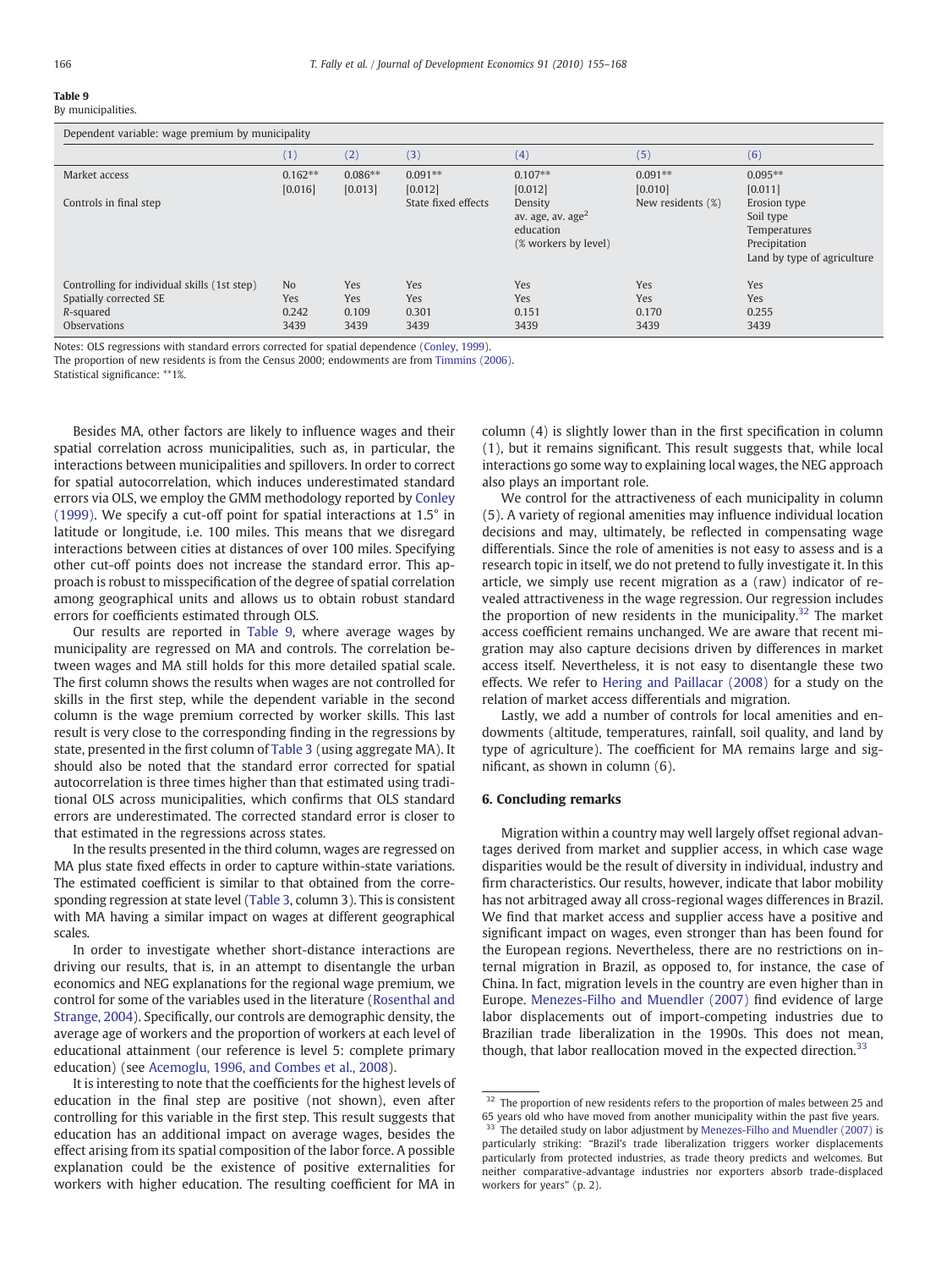**Table 9**
By municipalities.

| Dependent variable: wage premium by municipality | | | | | | |
|---|---|---|---|---|---|---|
| | (1) | (2) | (3) | (4) | (5) | (6) |
| Market access | 0.162** [0.016] | 0.086** [0.013] | 0.091** [0.012] | 0.107** [0.012] | 0.091** [0.010] | 0.095** [0.011] |
| Controls in final step | | | State fixed effects | Density av. age, av. age$^2$ education (% workers by level) | New residents (%) | Erosion type Soil type Temperatures Precipitation Land by type of agriculture |
| Controlling for individual skills (1st step) | No | Yes | Yes | Yes | Yes | Yes |
| Spatially corrected SE | Yes | Yes | Yes | Yes | Yes | Yes |
| *R*-squared | 0.242 | 0.109 | 0.301 | 0.151 | 0.170 | 0.255 |
| Observations | 3439 | 3439 | 3439 | 3439 | 3439 | 3439 |

Notes: OLS regressions with standard errors corrected for spatial dependence (Conley, 1999).
The proportion of new residents is from the Census 2000; endowments are from Timmins (2006).
Statistical significance: **1%.

Besides MA, other factors are likely to influence wages and their spatial correlation across municipalities, such as, in particular, the interactions between municipalities and spillovers. In order to correct for spatial autocorrelation, which induces underestimated standard errors via OLS, we employ the GMM methodology reported by Conley (1999). We specify a cut-off point for spatial interactions at 1.5° in latitude or longitude, i.e. 100 miles. This means that we disregard interactions between cities at distances of over 100 miles. Specifying other cut-off points does not increase the standard error. This approach is robust to misspecification of the degree of spatial correlation among geographical units and allows us to obtain robust standard errors for coefficients estimated through OLS.

Our results are reported in Table 9, where average wages by municipality are regressed on MA and controls. The correlation between wages and MA still holds for this more detailed spatial scale. The first column shows the results when wages are not controlled for skills in the first step, while the dependent variable in the second column is the wage premium corrected by worker skills. This last result is very close to the corresponding finding in the regressions by state, presented in the first column of Table 3 (using aggregate MA). It should also be noted that the standard error corrected for spatial autocorrelation is three times higher than that estimated using traditional OLS across municipalities, which confirms that OLS standard errors are underestimated. The corrected standard error is closer to that estimated in the regressions across states.

In the results presented in the third column, wages are regressed on MA plus state fixed effects in order to capture within-state variations. The estimated coefficient is similar to that obtained from the corresponding regression at state level (Table 3, column 3). This is consistent with MA having a similar impact on wages at different geographical scales.

In order to investigate whether short-distance interactions are driving our results, that is, in an attempt to disentangle the urban economics and NEG explanations for the regional wage premium, we control for some of the variables used in the literature (Rosenthal and Strange, 2004). Specifically, our controls are demographic density, the average age of workers and the proportion of workers at each level of educational attainment (our reference is level 5: complete primary education) (see Acemoglu, 1996, and Combes et al., 2008).

It is interesting to note that the coefficients for the highest levels of education in the final step are positive (not shown), even after controlling for this variable in the first step. This result suggests that education has an additional impact on average wages, besides the effect arising from its spatial composition of the labor force. A possible explanation could be the existence of positive externalities for workers with higher education. The resulting coefficient for MA in column (4) is slightly lower than in the first specification in column (1), but it remains significant. This result suggests that, while local interactions go some way to explaining local wages, the NEG approach also plays an important role.

We control for the attractiveness of each municipality in column (5). A variety of regional amenities may influence individual location decisions and may, ultimately, be reflected in compensating wage differentials. Since the role of amenities is not easy to assess and is a research topic in itself, we do not pretend to fully investigate it. In this article, we simply use recent migration as a (raw) indicator of revealed attractiveness in the wage regression. Our regression includes the proportion of new residents in the municipality.[32] The market access coefficient remains unchanged. We are aware that recent migration may also capture decisions driven by differences in market access itself. Nevertheless, it is not easy to disentangle these two effects. We refer to Hering and Paillacar (2008) for a study on the relation of market access differentials and migration.

Lastly, we add a number of controls for local amenities and endowments (altitude, temperatures, rainfall, soil quality, and land by type of agriculture). The coefficient for MA remains large and significant, as shown in column (6).

## 6. Concluding remarks

Migration within a country may well largely offset regional advantages derived from market and supplier access, in which case wage disparities would be the result of diversity in individual, industry and firm characteristics. Our results, however, indicate that labor mobility has not arbitraged away all cross-regional wages differences in Brazil. We find that market access and supplier access have a positive and significant impact on wages, even stronger than has been found for the European regions. Nevertheless, there are no restrictions on internal migration in Brazil, as opposed to, for instance, the case of China. In fact, migration levels in the country are even higher than in Europe. Menezes-Filho and Muendler (2007) find evidence of large labor displacements out of import-competing industries due to Brazilian trade liberalization in the 1990s. This does not mean, though, that labor reallocation moved in the expected direction.[33]

[32] The proportion of new residents refers to the proportion of males between 25 and 65 years old who have moved from another municipality within the past five years.

[33] The detailed study on labor adjustment by Menezes-Filho and Muendler (2007) is particularly striking: "Brazil's trade liberalization triggers worker displacements particularly from protected industries, as trade theory predicts and welcomes. But neither comparative-advantage industries nor exporters absorb trade-displaced workers for years" (p. 2).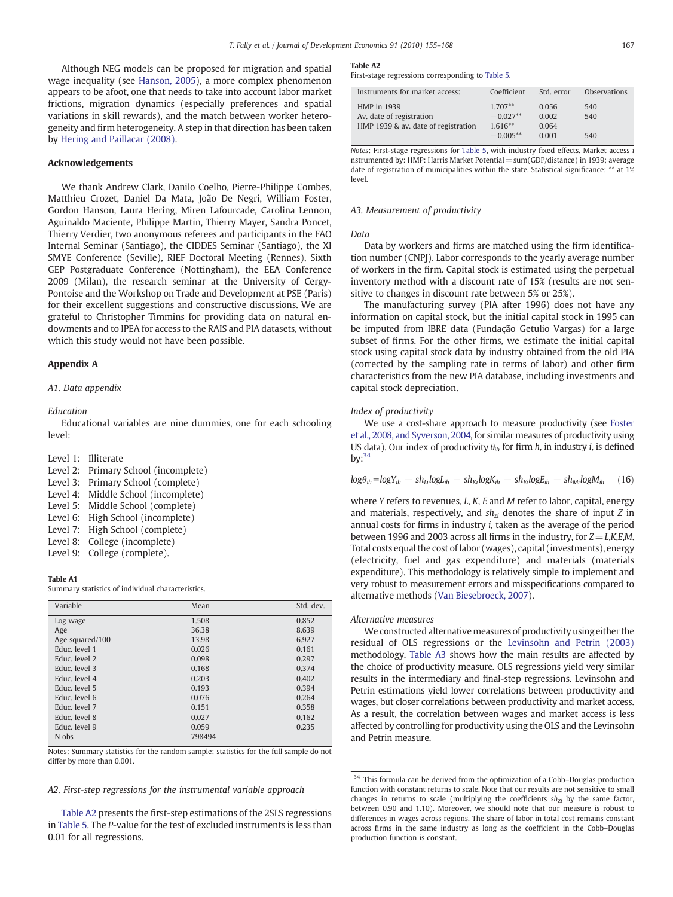Although NEG models can be proposed for migration and spatial wage inequality (see Hanson, 2005), a more complex phenomenon appears to be afoot, one that needs to take into account labor market frictions, migration dynamics (especially preferences and spatial variations in skill rewards), and the match between worker heterogeneity and firm heterogeneity. A step in that direction has been taken by Hering and Paillacar (2008).

## Acknowledgements

We thank Andrew Clark, Danilo Coelho, Pierre-Philippe Combes, Matthieu Crozet, Daniel Da Mata, João De Negri, William Foster, Gordon Hanson, Laura Hering, Miren Lafourcade, Carolina Lennon, Aguinaldo Maciente, Philippe Martin, Thierry Mayer, Sandra Poncet, Thierry Verdier, two anonymous referees and participants in the FAO Internal Seminar (Santiago), the CIDDES Seminar (Santiago), the XI SMYE Conference (Seville), RIEF Doctoral Meeting (Rennes), Sixth GEP Postgraduate Conference (Nottingham), the EEA Conference 2009 (Milan), the research seminar at the University of Cergy-Pontoise and the Workshop on Trade and Development at PSE (Paris) for their excellent suggestions and constructive discussions. We are grateful to Christopher Timmins for providing data on natural endowments and to IPEA for access to the RAIS and PIA datasets, without which this study would not have been possible.

## Appendix A

### A1. Data appendix

*Education*

Educational variables are nine dummies, one for each schooling level:

- Level 1: Illiterate
- Level 2: Primary School (incomplete)
- Level 3: Primary School (complete)
- Level 4: Middle School (incomplete)
- Level 5: Middle School (complete)
- Level 6: High School (incomplete)
- Level 7: High School (complete)
- Level 8: College (incomplete)
- Level 9: College (complete).

**Table A1**
Summary statistics of individual characteristics.

| Variable | Mean | Std. dev. |
|---|---|---|
| Log wage | 1.508 | 0.852 |
| Age | 36.38 | 8.639 |
| Age squared/100 | 13.98 | 6.927 |
| Educ. level 1 | 0.026 | 0.161 |
| Educ. level 2 | 0.098 | 0.297 |
| Educ. level 3 | 0.168 | 0.374 |
| Educ. level 4 | 0.203 | 0.402 |
| Educ. level 5 | 0.193 | 0.394 |
| Educ. level 6 | 0.076 | 0.264 |
| Educ. level 7 | 0.151 | 0.358 |
| Educ. level 8 | 0.027 | 0.162 |
| Educ. level 9 | 0.059 | 0.235 |
| N obs | 798494 | |

Notes: Summary statistics for the random sample; statistics for the full sample do not differ by more than 0.001.

### A2. First-step regressions for the instrumental variable approach

Table A2 presents the first-step estimations of the 2SLS regressions in Table 5. The *P*-value for the test of excluded instruments is less than 0.01 for all regressions.

**Table A2**
First-stage regressions corresponding to Table 5.

| Instruments for market access: | Coefficient | Std. error | Observations |
|---|---|---|---|
| HMP in 1939 | 1.707** | 0.056 | 540 |
| Av. date of registration | −0.027** | 0.002 | 540 |
| HMP 1939 & av. date of registration | 1.616** | 0.064 | |
| | −0.005** | 0.001 | 540 |

*Notes*: First-stage regressions for Table 5, with industry fixed effects. Market access i nstrumented by: HMP: Harris Market Potential = sum(GDP/distance) in 1939; average date of registration of municipalities within the state. Statistical significance: ** at 1% level.

### A3. Measurement of productivity

*Data*

Data by workers and firms are matched using the firm identification number (CNPJ). Labor corresponds to the yearly average number of workers in the firm. Capital stock is estimated using the perpetual inventory method with a discount rate of 15% (results are not sensitive to changes in discount rate between 5% or 25%).

The manufacturing survey (PIA after 1996) does not have any information on capital stock, but the initial capital stock in 1995 can be imputed from IBRE data (Fundação Getulio Vargas) for a large subset of firms. For the other firms, we estimate the initial capital stock using capital stock data by industry obtained from the old PIA (corrected by the sampling rate in terms of labor) and other firm characteristics from the new PIA database, including investments and capital stock depreciation.

*Index of productivity*

We use a cost-share approach to measure productivity (see Foster et al., 2008, and Syverson, 2004, for similar measures of productivity using US data). Our index of productivity $\theta_{ih}$ for firm $h$, in industry $i$, is defined by:[34]

$$\log\theta_{ih} = \log Y_{ih} - sh_{Li}\log L_{ih} - sh_{Ki}\log K_{ih} - sh_{Ei}\log E_{ih} - sh_{Mi}\log M_{ih} \quad (16)$$

where $Y$ refers to revenues, $L$, $K$, $E$ and $M$ refer to labor, capital, energy and materials, respectively, and $sh_{zi}$ denotes the share of input $Z$ in annual costs for firms in industry $i$, taken as the average of the period between 1996 and 2003 across all firms in the industry, for $Z = L,K,E,M$. Total costs equal the cost of labor (wages), capital (investments), energy (electricity, fuel and gas expenditure) and materials (materials expenditure). This methodology is relatively simple to implement and very robust to measurement errors and misspecifications compared to alternative methods (Van Biesebroeck, 2007).

*Alternative measures*

We constructed alternative measures of productivity using either the residual of OLS regressions or the Levinsohn and Petrin (2003) methodology. Table A3 shows how the main results are affected by the choice of productivity measure. OLS regressions yield very similar results in the intermediary and final-step regressions. Levinsohn and Petrin estimations yield lower correlations between productivity and wages, but closer correlations between productivity and market access. As a result, the correlation between wages and market access is less affected by controlling for productivity using the OLS and the Levinsohn and Petrin measure.

[34] This formula can be derived from the optimization of a Cobb–Douglas production function with constant returns to scale. Note that our results are not sensitive to small changes in returns to scale (multiplying the coefficients $sh_{Zi}$ by the same factor, between 0.90 and 1.10). Moreover, we should note that our measure is robust to differences in wages across regions. The share of labor in total cost remains constant across firms in the same industry as long as the coefficient in the Cobb–Douglas production function is constant.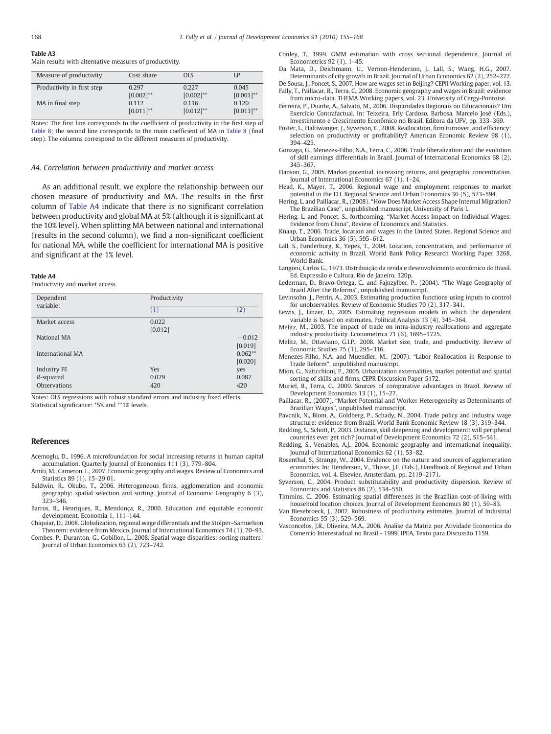**Table A3**
Main results with alternative measures of productivity.

| Measure of productivity | Cost share | OLS | LP |
|---|---|---|---|
| Productivity in first step | 0.297 | 0.227 | 0.045 |
| | [0.002]** | [0.002]** | [0.001]** |
| MA in final step | 0.112 | 0.116 | 0.120 |
| | [0.011]** | [0.012]** | [0.013]** |

Notes: The first line corresponds to the coefficient of productivity in the first step of Table 8; the second line corresponds to the main coefficient of MA in Table 8 (final step). The columns correspond to the different measures of productivity.

### A4. Correlation between productivity and market access

As an additional result, we explore the relationship between our chosen measure of productivity and MA. The results in the first column of Table A4 indicate that there is no significant correlation between productivity and global MA at 5% (although it is significant at the 10% level). When splitting MA between national and international (results in the second column), we find a non-significant coefficient for national MA, while the coefficient for international MA is positive and significant at the 1% level.

**Table A4**
Productivity and market access.

| Dependent variable: | Productivity | |
|---|---|---|
| | (1) | (2) |
| Market access | 0.022 | |
| | [0.012] | |
| National MA | | −0.012 |
| | | [0.019] |
| International MA | | 0.062** |
| | | [0.020] |
| Industry FE | Yes | yes |
| *R*-squared | 0.079 | 0.087 |
| Observations | 420 | 420 |

Notes: OLS regressions with robust standard errors and industry fixed effects.
Statistical significance: *5% and **1% levels.

## References

Acemoglu, D., 1996. A microfoundation for social increasing returns in human capital accumulation. Quarterly Journal of Economics 111 (3), 779–804.

Amiti, M., Cameron, L., 2007. Economic geography and wages. Review of Economics and Statistics 89 (1), 15–29 01.

Baldwin, R., Okubo, T., 2006. Heterogeneous firms, agglomeration and economic geography: spatial selection and sorting. Journal of Economic Geography 6 (3), 323–346.

Barros, R., Henriques, R., Mendonça, R., 2000. Education and equitable economic development. Economia 1, 111–144.

Chiquiar, D., 2008. Globalization, regional wage differentials and the Stolper–Samuelson Theorem: evidence from Mexico. Journal of International Economics 74 (1), 70–93.

Combes, P., Duranton, G., Gobillon, L., 2008. Spatial wage disparities: sorting matters! Journal of Urban Economics 63 (2), 723–742.

Conley, T., 1999. GMM estimation with cross sectional dependence. Journal of Econometrics 92 (1), 1–45.

Da Mata, D., Deichmann, U., Vernon-Henderson, J., Lall, S., Wang, H.G., 2007. Determinants of city growth in Brazil. Journal of Urban Economics 62 (2), 252–272.

De Sousa, J., Poncet, S., 2007. How are wages set in Beijing? CEPII Working paper, vol. 13.

Fally, T., Paillacar, R., Terra, C., 2008. Economic geography and wages in Brazil: evidence from micro-data. THEMA Working papers, vol. 23. University of Cergy-Pontoise.

Ferreira, P., Duarte, A., Salvato, M., 2006. Disparidades Regionais ou Educacionais? Um Exercício Contrafactual. In: Teixeira, Erly Cardoso, Barbosa, Marcelo José (Eds.), Investimento e Crescimento Econômico no Brasil, Editora da UFV, pp. 333–369.

Foster, L., Haltiwanger, J., Syverson, C., 2008. Reallocation, firm turnover, and efficiency: selection on productivity or profitability? American Economic Review 98 (1), 394–425.

Gonzaga, G., Menezes-Filho, N.A., Terra, C., 2006. Trade liberalization and the evolution of skill earnings differentials in Brazil. Journal of International Economics 68 (2), 345–367.

Hanson, G., 2005. Market potential, increasing returns, and geographic concentration. Journal of International Economics 67 (1), 1–24.

Head, K., Mayer, T., 2006. Regional wage and employment responses to market potential in the EU. Regional Science and Urban Economics 36 (5), 573–594.

Hering, L. and Paillacar, R., (2008). "How Does Market Access Shape Internal Migration? The Brazilian Case", unpublished manuscript, University of Paris I.

Hering, L. and Poncet, S., forthcoming. "Market Access Impact on Individual Wages: Evidence from China", Review of Economics and Statistics.

Knaap, T., 2006. Trade, location and wages in the United States. Regional Science and Urban Economics 36 (5), 595–612.

Lall, S., Funderburg, R., Yepes, T., 2004. Location, concentration, and performance of economic activity in Brazil. World Bank Policy Research Working Paper 3268, World Bank.

Langoni, Carlos G., 1973. Distribuição da renda e desenvolvimento econômico do Brasil. Ed. Expressão e Cultura, Rio de Janeiro. 320p.

Lederman, D., Bravo-Ortega, C., and Fajnzylber, P., (2004). "The Wage Geography of Brazil After the Reforms", unpublished manuscript.

Levinsohn, J., Petrin, A., 2003. Estimating production functions using inputs to control for unobservables. Review of Economic Studies 70 (2), 317–341.

Lewis, J., Linzer, D., 2005. Estimating regression models in which the dependent variable is based on estimates. Political Analysis 13 (4), 345–364.

Melitz, M., 2003. The impact of trade on intra-industry reallocations and aggregate industry productivity. Econometrica 71 (6), 1695–1725.

Melitz, M., Ottaviano, G.I.P., 2008. Market size, trade, and productivity. Review of Economic Studies 75 (1), 295–316.

Menezes-Filho, N.A. and Muendler, M., (2007). "Labor Reallocation in Response to Trade Reform", unpublished manuscript.

Mion, G., Naticchioni, P., 2005. Urbanization externalities, market potential and spatial sorting of skills and firms. CEPR Discussion Paper 5172.

Muriel, B., Terra, C., 2009. Sources of comparative advantages in Brazil. Review of Development Economics 13 (1), 15–27.

Paillacar, R., (2007). "Market Potential and Worker Heterogeneity as Determinants of Brazilian Wages", unpublished manuscript.

Pavcnik, N., Blom, A., Goldberg, P., Schady, N., 2004. Trade policy and industry wage structure: evidence from Brazil. World Bank Economic Review 18 (3), 319–344.

Redding, S., Schott, P., 2003. Distance, skill deepening and development: will peripheral countries ever get rich? Journal of Development Economics 72 (2), 515–541.

Redding, S., Venables, A.J., 2004. Economic geography and international inequality. Journal of International Economics 62 (1), 53–82.

Rosenthal, S., Strange, W., 2004. Evidence on the nature and sources of agglomeration economies. In: Henderson, V., Thisse, J.F. (Eds.), Handbook of Regional and Urban Economics, vol. 4. Elsevier, Amsterdam, pp. 2119–2171.

Syverson, C., 2004. Product substitutability and productivity dispersion. Review of Economics and Statistics 86 (2), 534–550.

Timmins, C., 2006. Estimating spatial differences in the Brazilian cost-of-living with household location choices. Journal of Development Economics 80 (1), 59–83.

Van Biesebroeck, J., 2007. Robustness of productivity estimates. Journal of Industrial Economics 55 (3), 529–569.

Vasconcelos, J.R., Oliveira, M.A., 2006. Analise da Matriz por Atividade Economica do Comercio Interestadual no Brasil - 1999. IPEA, Texto para Discussão 1159.